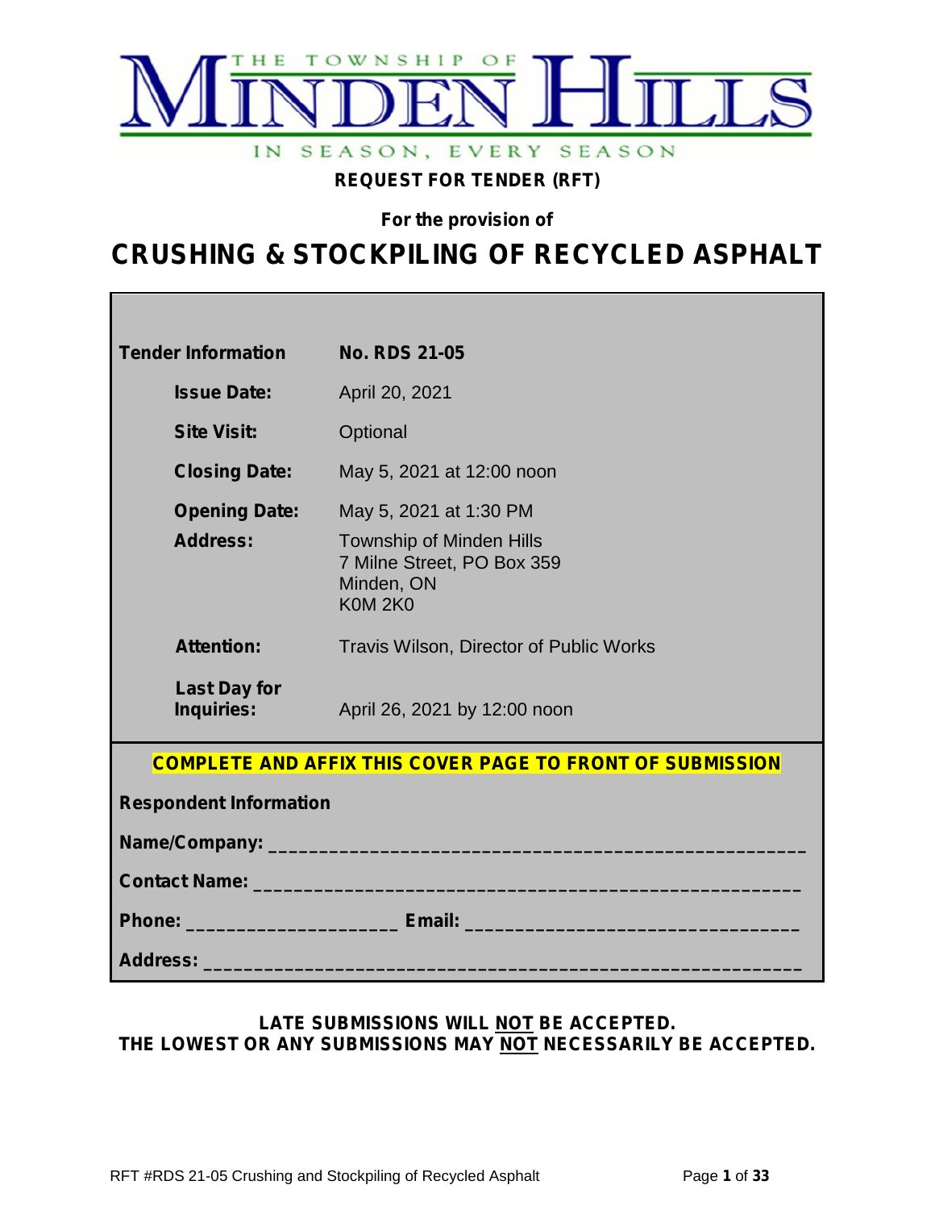THE TOWNSHIP OF MINDEN HILLS

IN SEASON, EVERY SEASON

**REQUEST FOR TENDER (RFT)**

**For the provision of**

# CRUSHING & STOCKPILING OF RECYCLED ASPHALT

| | |
|---|---|
| **Tender Information** | **No. RDS 21-05** |
| **Issue Date:** | April 20, 2021 |
| **Site Visit:** | Optional |
| **Closing Date:** | May 5, 2021 at 12:00 noon |
| **Opening Date:** | May 5, 2021 at 1:30 PM |
| **Address:** | Township of Minden Hills<br>7 Milne Street, PO Box 359<br>Minden, ON<br>K0M 2K0 |
| **Attention:** | Travis Wilson, Director of Public Works |
| **Last Day for Inquiries:** | April 26, 2021 by 12:00 noon |

**COMPLETE AND AFFIX THIS COVER PAGE TO FRONT OF SUBMISSION**

**Respondent Information**

**Name/Company:** ______________________________________________________

**Contact Name:** ______________________________________________________

**Phone:** ____________________ **Email:** ________________________________

**Address:** __________________________________________________________

**LATE SUBMISSIONS WILL NOT BE ACCEPTED.**
**THE LOWEST OR ANY SUBMISSIONS MAY NOT NECESSARILY BE ACCEPTED.**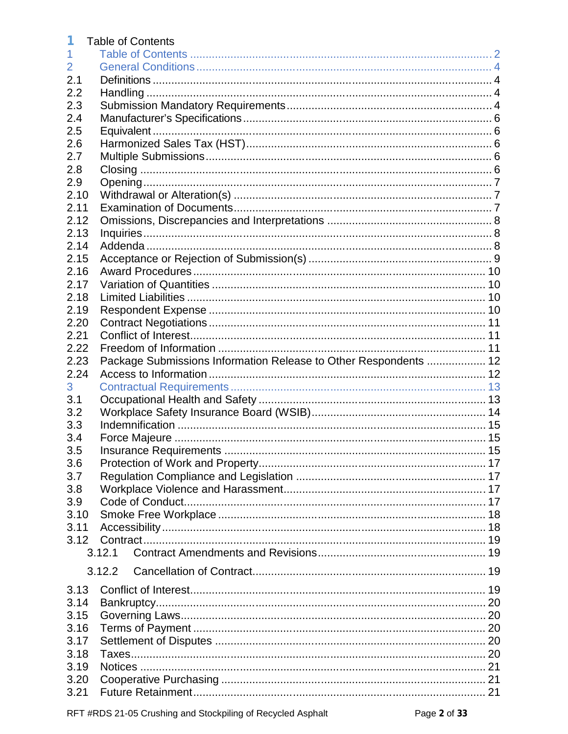# 1 Table of Contents

1 Table of Contents ..... 2
2 General Conditions ..... 4
2.1 Definitions ..... 4
2.2 Handling ..... 4
2.3 Submission Mandatory Requirements ..... 4
2.4 Manufacturer's Specifications ..... 6
2.5 Equivalent ..... 6
2.6 Harmonized Sales Tax (HST) ..... 6
2.7 Multiple Submissions ..... 6
2.8 Closing ..... 6
2.9 Opening ..... 7
2.10 Withdrawal or Alteration(s) ..... 7
2.11 Examination of Documents ..... 7
2.12 Omissions, Discrepancies and Interpretations ..... 8
2.13 Inquiries ..... 8
2.14 Addenda ..... 8
2.15 Acceptance or Rejection of Submission(s) ..... 9
2.16 Award Procedures ..... 10
2.17 Variation of Quantities ..... 10
2.18 Limited Liabilities ..... 10
2.19 Respondent Expense ..... 10
2.20 Contract Negotiations ..... 11
2.21 Conflict of Interest ..... 11
2.22 Freedom of Information ..... 11
2.23 Package Submissions Information Release to Other Respondents ..... 12
2.24 Access to Information ..... 12
3 Contractual Requirements ..... 13
3.1 Occupational Health and Safety ..... 13
3.2 Workplace Safety Insurance Board (WSIB) ..... 14
3.3 Indemnification ..... 15
3.4 Force Majeure ..... 15
3.5 Insurance Requirements ..... 15
3.6 Protection of Work and Property ..... 17
3.7 Regulation Compliance and Legislation ..... 17
3.8 Workplace Violence and Harassment ..... 17
3.9 Code of Conduct ..... 17
3.10 Smoke Free Workplace ..... 18
3.11 Accessibility ..... 18
3.12 Contract ..... 19
3.12.1 Contract Amendments and Revisions ..... 19
3.12.2 Cancellation of Contract ..... 19
3.13 Conflict of Interest ..... 19
3.14 Bankruptcy ..... 20
3.15 Governing Laws ..... 20
3.16 Terms of Payment ..... 20
3.17 Settlement of Disputes ..... 20
3.18 Taxes ..... 20
3.19 Notices ..... 21
3.20 Cooperative Purchasing ..... 21
3.21 Future Retainment ..... 21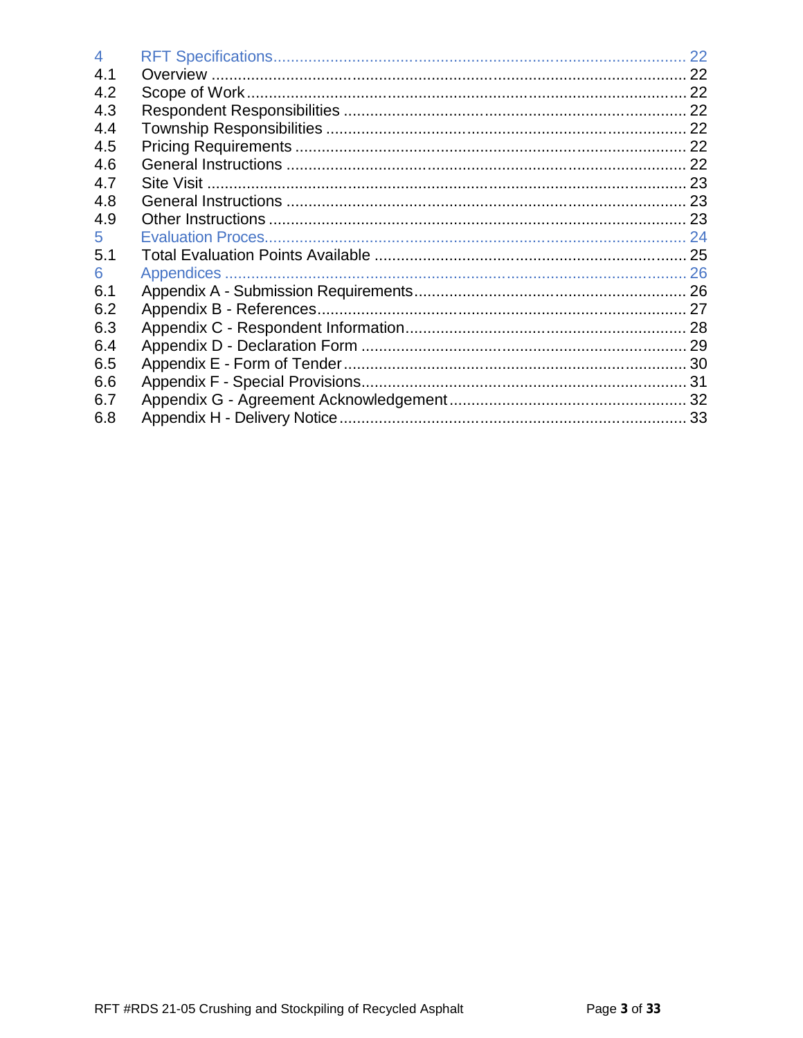4 RFT Specifications ............................................................................................. 22
4.1 Overview ........................................................................................................... 22
4.2 Scope of Work ................................................................................................... 22
4.3 Respondent Responsibilities ............................................................................. 22
4.4 Township Responsibilities ................................................................................. 22
4.5 Pricing Requirements ........................................................................................ 22
4.6 General Instructions .......................................................................................... 22
4.7 Site Visit ........................................................................................................... 23
4.8 General Instructions .......................................................................................... 23
4.9 Other Instructions .............................................................................................. 23
5 Evaluation Proces................................................................................................ 24
5.1 Total Evaluation Points Available ....................................................................... 25
6 Appendices ........................................................................................................ 26
6.1 Appendix A - Submission Requirements ............................................................. 26
6.2 Appendix B - References ................................................................................... 27
6.3 Appendix C - Respondent Information ................................................................ 28
6.4 Appendix D - Declaration Form .......................................................................... 29
6.5 Appendix E - Form of Tender ............................................................................. 30
6.6 Appendix F - Special Provisions .......................................................................... 31
6.7 Appendix G - Agreement Acknowledgement ....................................................... 32
6.8 Appendix H - Delivery Notice ............................................................................. 33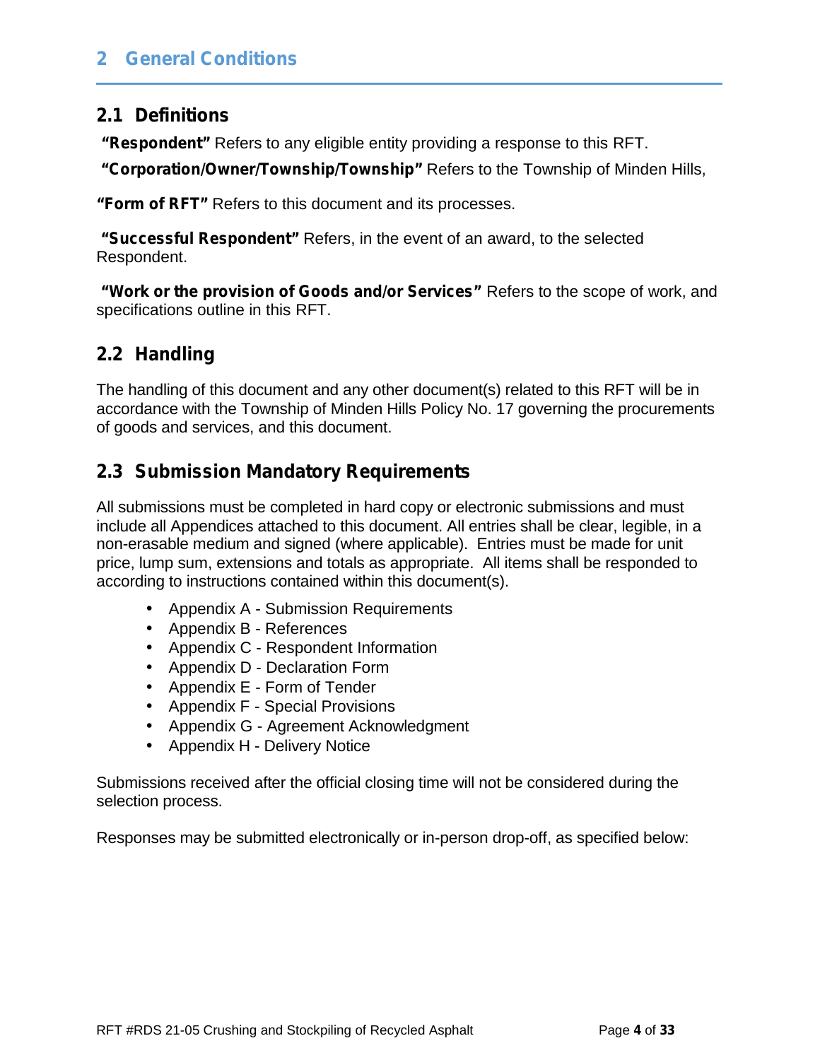# 2 General Conditions

## 2.1 Definitions

**"Respondent"** Refers to any eligible entity providing a response to this RFT.

**"Corporation/Owner/Township/Township"** Refers to the Township of Minden Hills,

**"Form of RFT"** Refers to this document and its processes.

**"Successful Respondent"** Refers, in the event of an award, to the selected Respondent.

**"Work or the provision of Goods and/or Services"** Refers to the scope of work, and specifications outline in this RFT.

## 2.2 Handling

The handling of this document and any other document(s) related to this RFT will be in accordance with the Township of Minden Hills Policy No. 17 governing the procurements of goods and services, and this document.

## 2.3 Submission Mandatory Requirements

All submissions must be completed in hard copy or electronic submissions and must include all Appendices attached to this document. All entries shall be clear, legible, in a non-erasable medium and signed (where applicable). Entries must be made for unit price, lump sum, extensions and totals as appropriate. All items shall be responded to according to instructions contained within this document(s).

- Appendix A - Submission Requirements
- Appendix B - References
- Appendix C - Respondent Information
- Appendix D - Declaration Form
- Appendix E - Form of Tender
- Appendix F - Special Provisions
- Appendix G - Agreement Acknowledgment
- Appendix H - Delivery Notice

Submissions received after the official closing time will not be considered during the selection process.

Responses may be submitted electronically or in-person drop-off, as specified below: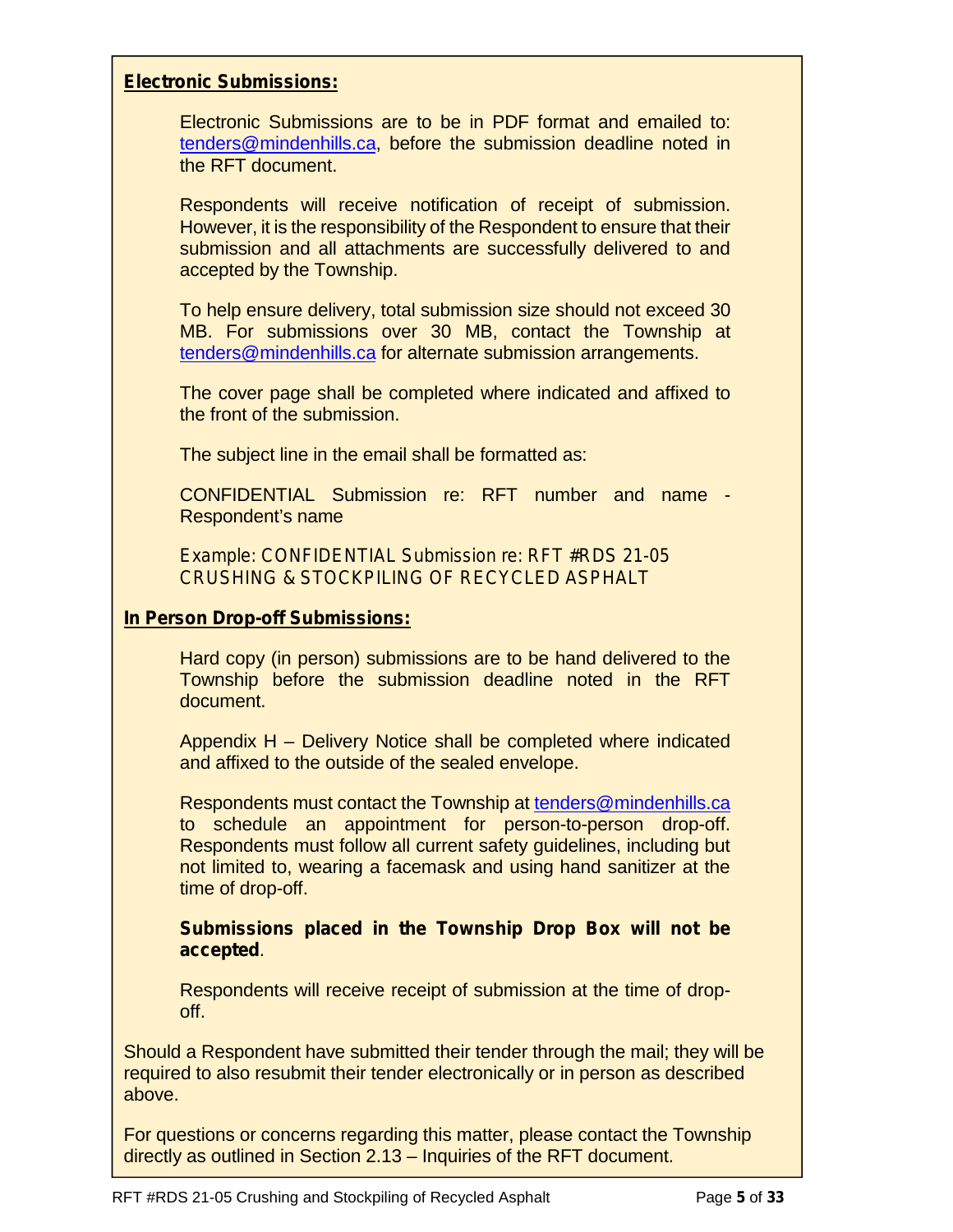**Electronic Submissions:**

Electronic Submissions are to be in PDF format and emailed to: tenders@mindenhills.ca, before the submission deadline noted in the RFT document.

Respondents will receive notification of receipt of submission. However, it is the responsibility of the Respondent to ensure that their submission and all attachments are successfully delivered to and accepted by the Township.

To help ensure delivery, total submission size should not exceed 30 MB. For submissions over 30 MB, contact the Township at tenders@mindenhills.ca for alternate submission arrangements.

The cover page shall be completed where indicated and affixed to the front of the submission.

The subject line in the email shall be formatted as:

CONFIDENTIAL Submission re: RFT number and name - Respondent's name

Example: CONFIDENTIAL Submission re: RFT #RDS 21-05 CRUSHING & STOCKPILING OF RECYCLED ASPHALT

**In Person Drop-off Submissions:**

Hard copy (in person) submissions are to be hand delivered to the Township before the submission deadline noted in the RFT document.

Appendix H – Delivery Notice shall be completed where indicated and affixed to the outside of the sealed envelope.

Respondents must contact the Township at tenders@mindenhills.ca to schedule an appointment for person-to-person drop-off. Respondents must follow all current safety guidelines, including but not limited to, wearing a facemask and using hand sanitizer at the time of drop-off.

**Submissions placed in the Township Drop Box will not be accepted**.

Respondents will receive receipt of submission at the time of drop-off.

Should a Respondent have submitted their tender through the mail; they will be required to also resubmit their tender electronically or in person as described above.

For questions or concerns regarding this matter, please contact the Township directly as outlined in Section 2.13 – Inquiries of the RFT document.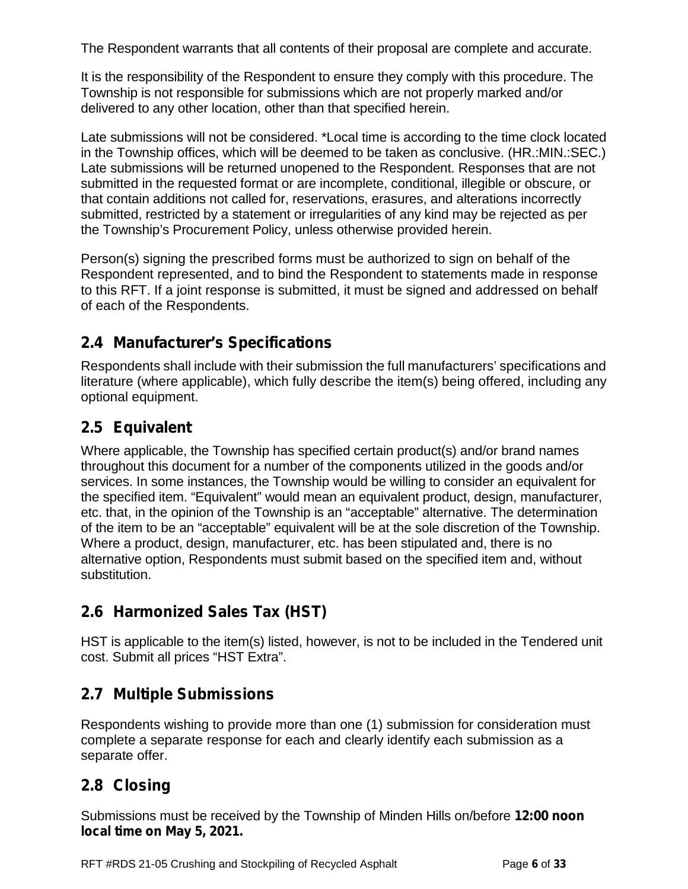The Respondent warrants that all contents of their proposal are complete and accurate.

It is the responsibility of the Respondent to ensure they comply with this procedure. The Township is not responsible for submissions which are not properly marked and/or delivered to any other location, other than that specified herein.

Late submissions will not be considered. *Local time is according to the time clock located in the Township offices, which will be deemed to be taken as conclusive. (HR.:MIN.:SEC.) Late submissions will be returned unopened to the Respondent. Responses that are not submitted in the requested format or are incomplete, conditional, illegible or obscure, or that contain additions not called for, reservations, erasures, and alterations incorrectly submitted, restricted by a statement or irregularities of any kind may be rejected as per the Township's Procurement Policy, unless otherwise provided herein.

Person(s) signing the prescribed forms must be authorized to sign on behalf of the Respondent represented, and to bind the Respondent to statements made in response to this RFT. If a joint response is submitted, it must be signed and addressed on behalf of each of the Respondents.

## 2.4 Manufacturer's Specifications

Respondents shall include with their submission the full manufacturers' specifications and literature (where applicable), which fully describe the item(s) being offered, including any optional equipment.

## 2.5 Equivalent

Where applicable, the Township has specified certain product(s) and/or brand names throughout this document for a number of the components utilized in the goods and/or services. In some instances, the Township would be willing to consider an equivalent for the specified item. "Equivalent" would mean an equivalent product, design, manufacturer, etc. that, in the opinion of the Township is an "acceptable" alternative. The determination of the item to be an "acceptable" equivalent will be at the sole discretion of the Township. Where a product, design, manufacturer, etc. has been stipulated and, there is no alternative option, Respondents must submit based on the specified item and, without substitution.

## 2.6 Harmonized Sales Tax (HST)

HST is applicable to the item(s) listed, however, is not to be included in the Tendered unit cost. Submit all prices "HST Extra".

## 2.7 Multiple Submissions

Respondents wishing to provide more than one (1) submission for consideration must complete a separate response for each and clearly identify each submission as a separate offer.

## 2.8 Closing

Submissions must be received by the Township of Minden Hills on/before **12:00 noon local time on May 5, 2021.**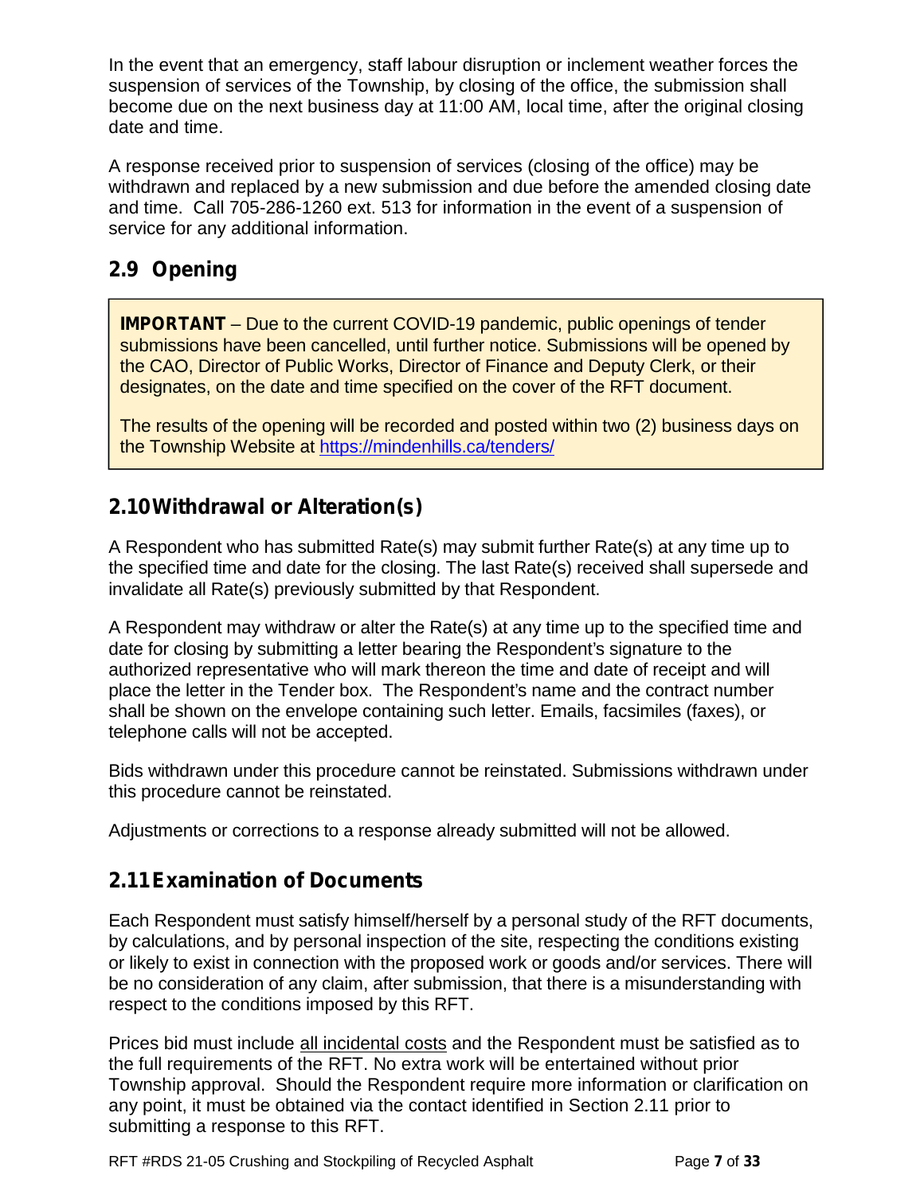In the event that an emergency, staff labour disruption or inclement weather forces the suspension of services of the Township, by closing of the office, the submission shall become due on the next business day at 11:00 AM, local time, after the original closing date and time.

A response received prior to suspension of services (closing of the office) may be withdrawn and replaced by a new submission and due before the amended closing date and time. Call 705-286-1260 ext. 513 for information in the event of a suspension of service for any additional information.

## 2.9 Opening

> **IMPORTANT** – Due to the current COVID-19 pandemic, public openings of tender submissions have been cancelled, until further notice. Submissions will be opened by the CAO, Director of Public Works, Director of Finance and Deputy Clerk, or their designates, on the date and time specified on the cover of the RFT document.
>
> The results of the opening will be recorded and posted within two (2) business days on the Township Website at https://mindenhills.ca/tenders/

## 2.10 Withdrawal or Alteration(s)

A Respondent who has submitted Rate(s) may submit further Rate(s) at any time up to the specified time and date for the closing. The last Rate(s) received shall supersede and invalidate all Rate(s) previously submitted by that Respondent.

A Respondent may withdraw or alter the Rate(s) at any time up to the specified time and date for closing by submitting a letter bearing the Respondent's signature to the authorized representative who will mark thereon the time and date of receipt and will place the letter in the Tender box. The Respondent's name and the contract number shall be shown on the envelope containing such letter. Emails, facsimiles (faxes), or telephone calls will not be accepted.

Bids withdrawn under this procedure cannot be reinstated. Submissions withdrawn under this procedure cannot be reinstated.

Adjustments or corrections to a response already submitted will not be allowed.

## 2.11 Examination of Documents

Each Respondent must satisfy himself/herself by a personal study of the RFT documents, by calculations, and by personal inspection of the site, respecting the conditions existing or likely to exist in connection with the proposed work or goods and/or services. There will be no consideration of any claim, after submission, that there is a misunderstanding with respect to the conditions imposed by this RFT.

Prices bid must include all incidental costs and the Respondent must be satisfied as to the full requirements of the RFT. No extra work will be entertained without prior Township approval. Should the Respondent require more information or clarification on any point, it must be obtained via the contact identified in Section 2.11 prior to submitting a response to this RFT.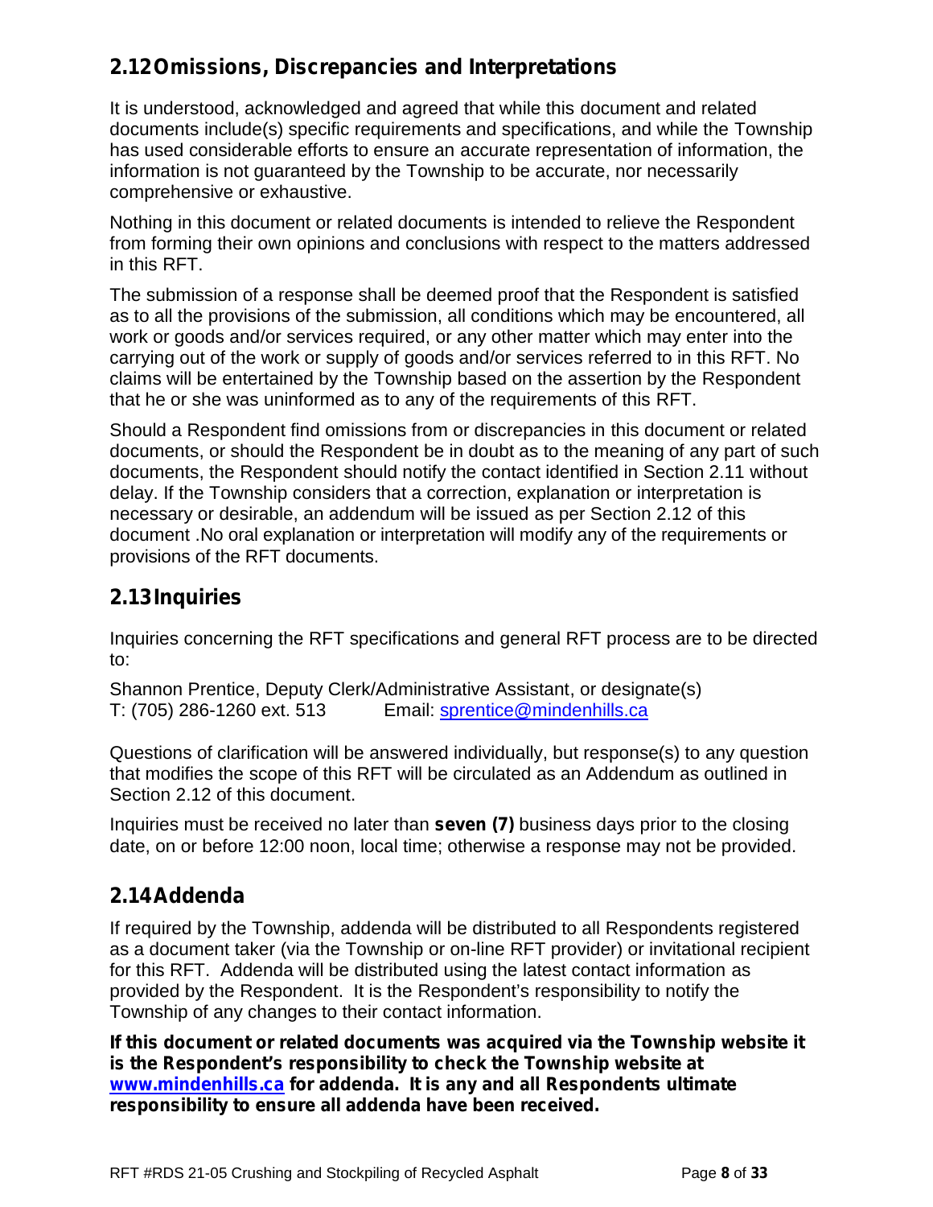## 2.12 Omissions, Discrepancies and Interpretations

It is understood, acknowledged and agreed that while this document and related documents include(s) specific requirements and specifications, and while the Township has used considerable efforts to ensure an accurate representation of information, the information is not guaranteed by the Township to be accurate, nor necessarily comprehensive or exhaustive.

Nothing in this document or related documents is intended to relieve the Respondent from forming their own opinions and conclusions with respect to the matters addressed in this RFT.

The submission of a response shall be deemed proof that the Respondent is satisfied as to all the provisions of the submission, all conditions which may be encountered, all work or goods and/or services required, or any other matter which may enter into the carrying out of the work or supply of goods and/or services referred to in this RFT. No claims will be entertained by the Township based on the assertion by the Respondent that he or she was uninformed as to any of the requirements of this RFT.

Should a Respondent find omissions from or discrepancies in this document or related documents, or should the Respondent be in doubt as to the meaning of any part of such documents, the Respondent should notify the contact identified in Section 2.11 without delay. If the Township considers that a correction, explanation or interpretation is necessary or desirable, an addendum will be issued as per Section 2.12 of this document .No oral explanation or interpretation will modify any of the requirements or provisions of the RFT documents.

## 2.13 Inquiries

Inquiries concerning the RFT specifications and general RFT process are to be directed to:

Shannon Prentice, Deputy Clerk/Administrative Assistant, or designate(s)
T: (705) 286-1260 ext. 513 Email: sprentice@mindenhills.ca

Questions of clarification will be answered individually, but response(s) to any question that modifies the scope of this RFT will be circulated as an Addendum as outlined in Section 2.12 of this document.

Inquiries must be received no later than **seven (7)** business days prior to the closing date, on or before 12:00 noon, local time; otherwise a response may not be provided.

## 2.14 Addenda

If required by the Township, addenda will be distributed to all Respondents registered as a document taker (via the Township or on-line RFT provider) or invitational recipient for this RFT. Addenda will be distributed using the latest contact information as provided by the Respondent. It is the Respondent's responsibility to notify the Township of any changes to their contact information.

**If this document or related documents was acquired via the Township website it is the Respondent's responsibility to check the Township website at www.mindenhills.ca for addenda. It is any and all Respondents ultimate responsibility to ensure all addenda have been received.**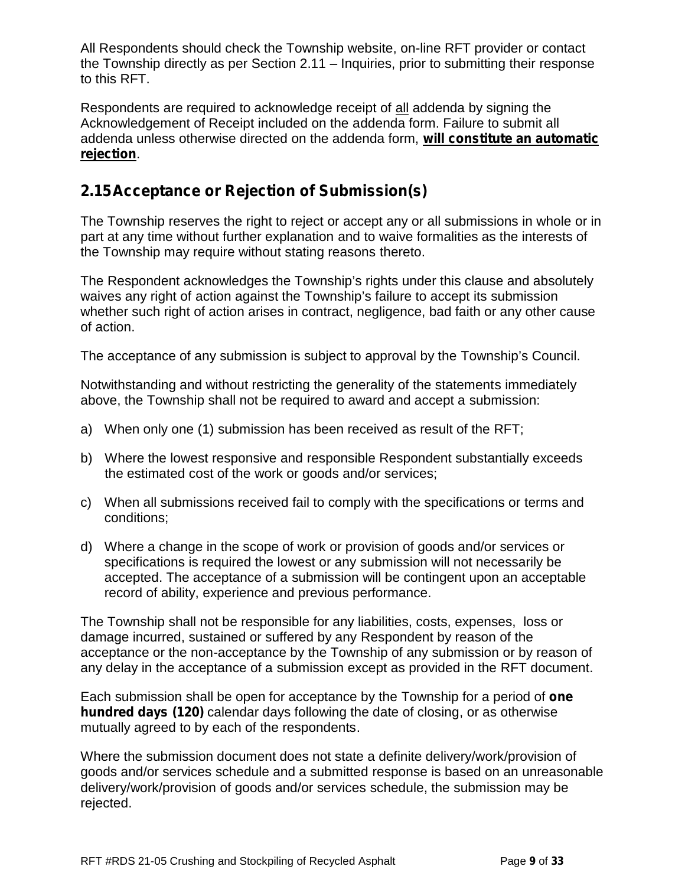All Respondents should check the Township website, on-line RFT provider or contact the Township directly as per Section 2.11 – Inquiries, prior to submitting their response to this RFT.

Respondents are required to acknowledge receipt of all addenda by signing the Acknowledgement of Receipt included on the addenda form. Failure to submit all addenda unless otherwise directed on the addenda form, **will constitute an automatic rejection**.

## 2.15 Acceptance or Rejection of Submission(s)

The Township reserves the right to reject or accept any or all submissions in whole or in part at any time without further explanation and to waive formalities as the interests of the Township may require without stating reasons thereto.

The Respondent acknowledges the Township's rights under this clause and absolutely waives any right of action against the Township's failure to accept its submission whether such right of action arises in contract, negligence, bad faith or any other cause of action.

The acceptance of any submission is subject to approval by the Township's Council.

Notwithstanding and without restricting the generality of the statements immediately above, the Township shall not be required to award and accept a submission:

a) When only one (1) submission has been received as result of the RFT;

b) Where the lowest responsive and responsible Respondent substantially exceeds the estimated cost of the work or goods and/or services;

c) When all submissions received fail to comply with the specifications or terms and conditions;

d) Where a change in the scope of work or provision of goods and/or services or specifications is required the lowest or any submission will not necessarily be accepted. The acceptance of a submission will be contingent upon an acceptable record of ability, experience and previous performance.

The Township shall not be responsible for any liabilities, costs, expenses, loss or damage incurred, sustained or suffered by any Respondent by reason of the acceptance or the non-acceptance by the Township of any submission or by reason of any delay in the acceptance of a submission except as provided in the RFT document.

Each submission shall be open for acceptance by the Township for a period of **one hundred days (120)** calendar days following the date of closing, or as otherwise mutually agreed to by each of the respondents.

Where the submission document does not state a definite delivery/work/provision of goods and/or services schedule and a submitted response is based on an unreasonable delivery/work/provision of goods and/or services schedule, the submission may be rejected.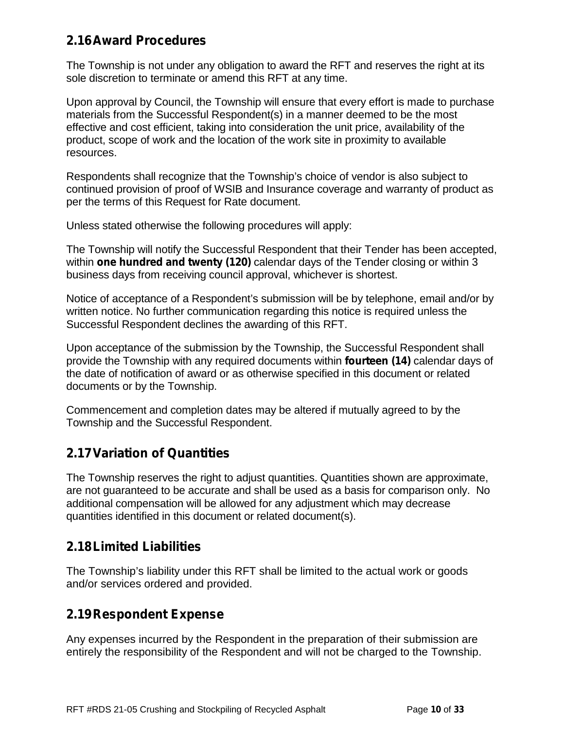## 2.16 Award Procedures

The Township is not under any obligation to award the RFT and reserves the right at its sole discretion to terminate or amend this RFT at any time.

Upon approval by Council, the Township will ensure that every effort is made to purchase materials from the Successful Respondent(s) in a manner deemed to be the most effective and cost efficient, taking into consideration the unit price, availability of the product, scope of work and the location of the work site in proximity to available resources.

Respondents shall recognize that the Township's choice of vendor is also subject to continued provision of proof of WSIB and Insurance coverage and warranty of product as per the terms of this Request for Rate document.

Unless stated otherwise the following procedures will apply:

The Township will notify the Successful Respondent that their Tender has been accepted, within **one hundred and twenty (120)** calendar days of the Tender closing or within 3 business days from receiving council approval, whichever is shortest.

Notice of acceptance of a Respondent's submission will be by telephone, email and/or by written notice. No further communication regarding this notice is required unless the Successful Respondent declines the awarding of this RFT.

Upon acceptance of the submission by the Township, the Successful Respondent shall provide the Township with any required documents within **fourteen (14)** calendar days of the date of notification of award or as otherwise specified in this document or related documents or by the Township.

Commencement and completion dates may be altered if mutually agreed to by the Township and the Successful Respondent.

## 2.17 Variation of Quantities

The Township reserves the right to adjust quantities. Quantities shown are approximate, are not guaranteed to be accurate and shall be used as a basis for comparison only. No additional compensation will be allowed for any adjustment which may decrease quantities identified in this document or related document(s).

## 2.18 Limited Liabilities

The Township's liability under this RFT shall be limited to the actual work or goods and/or services ordered and provided.

## 2.19 Respondent Expense

Any expenses incurred by the Respondent in the preparation of their submission are entirely the responsibility of the Respondent and will not be charged to the Township.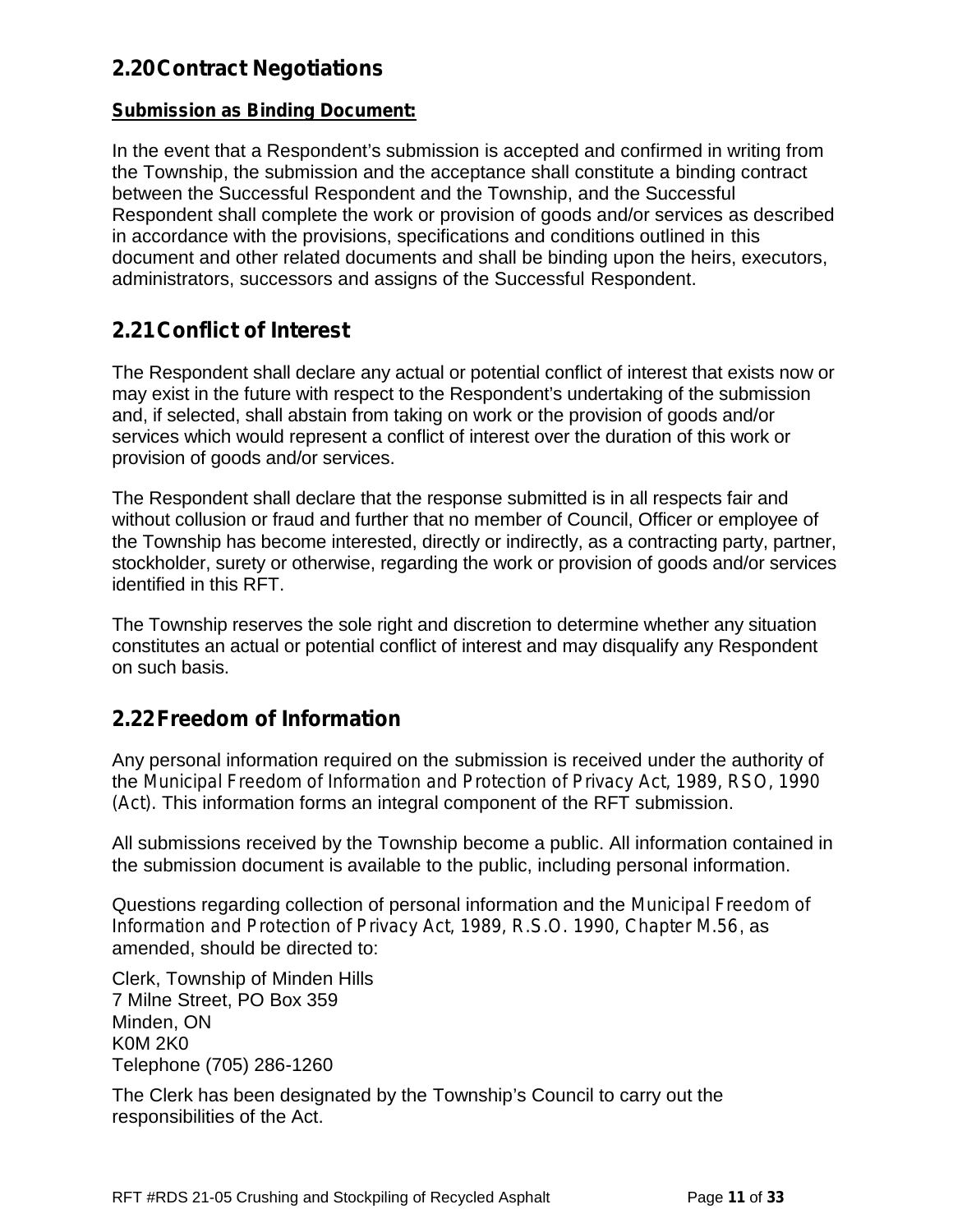## 2.20 Contract Negotiations

**Submission as Binding Document:**

In the event that a Respondent's submission is accepted and confirmed in writing from the Township, the submission and the acceptance shall constitute a binding contract between the Successful Respondent and the Township, and the Successful Respondent shall complete the work or provision of goods and/or services as described in accordance with the provisions, specifications and conditions outlined in this document and other related documents and shall be binding upon the heirs, executors, administrators, successors and assigns of the Successful Respondent.

## 2.21 Conflict of Interest

The Respondent shall declare any actual or potential conflict of interest that exists now or may exist in the future with respect to the Respondent's undertaking of the submission and, if selected, shall abstain from taking on work or the provision of goods and/or services which would represent a conflict of interest over the duration of this work or provision of goods and/or services.

The Respondent shall declare that the response submitted is in all respects fair and without collusion or fraud and further that no member of Council, Officer or employee of the Township has become interested, directly or indirectly, as a contracting party, partner, stockholder, surety or otherwise, regarding the work or provision of goods and/or services identified in this RFT.

The Township reserves the sole right and discretion to determine whether any situation constitutes an actual or potential conflict of interest and may disqualify any Respondent on such basis.

## 2.22 Freedom of Information

Any personal information required on the submission is received under the authority of the *Municipal Freedom of Information and Protection of Privacy Act, 1989, RSO, 1990 (Act)*. This information forms an integral component of the RFT submission.

All submissions received by the Township become a public. All information contained in the submission document is available to the public, including personal information.

Questions regarding collection of personal information and the *Municipal Freedom of Information and Protection of Privacy Act, 1989, R.S.O. 1990, Chapter M.56*, as amended, should be directed to:

Clerk, Township of Minden Hills
7 Milne Street, PO Box 359
Minden, ON
K0M 2K0
Telephone (705) 286-1260

The Clerk has been designated by the Township's Council to carry out the responsibilities of the Act.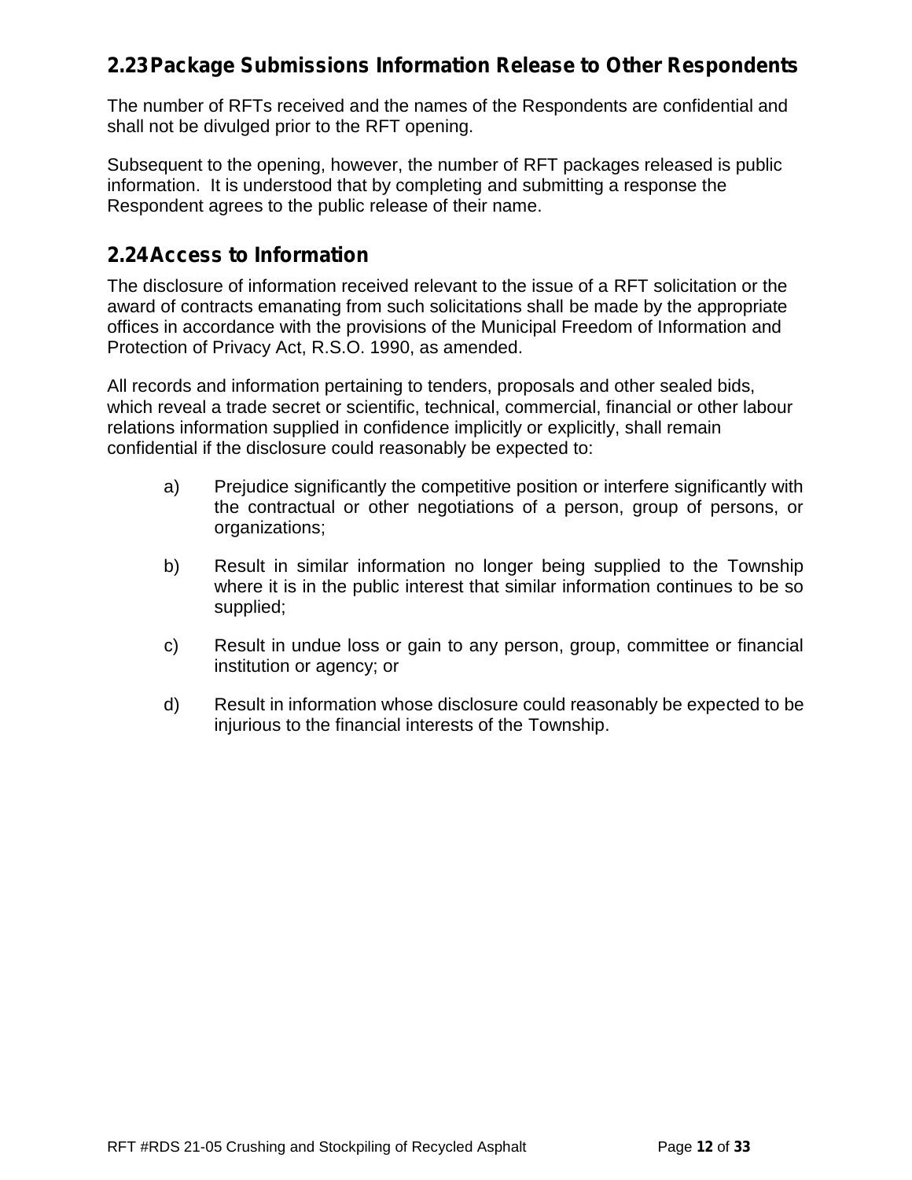## 2.23 Package Submissions Information Release to Other Respondents

The number of RFTs received and the names of the Respondents are confidential and shall not be divulged prior to the RFT opening.

Subsequent to the opening, however, the number of RFT packages released is public information. It is understood that by completing and submitting a response the Respondent agrees to the public release of their name.

## 2.24 Access to Information

The disclosure of information received relevant to the issue of a RFT solicitation or the award of contracts emanating from such solicitations shall be made by the appropriate offices in accordance with the provisions of the Municipal Freedom of Information and Protection of Privacy Act, R.S.O. 1990, as amended.

All records and information pertaining to tenders, proposals and other sealed bids, which reveal a trade secret or scientific, technical, commercial, financial or other labour relations information supplied in confidence implicitly or explicitly, shall remain confidential if the disclosure could reasonably be expected to:

a) Prejudice significantly the competitive position or interfere significantly with the contractual or other negotiations of a person, group of persons, or organizations;

b) Result in similar information no longer being supplied to the Township where it is in the public interest that similar information continues to be so supplied;

c) Result in undue loss or gain to any person, group, committee or financial institution or agency; or

d) Result in information whose disclosure could reasonably be expected to be injurious to the financial interests of the Township.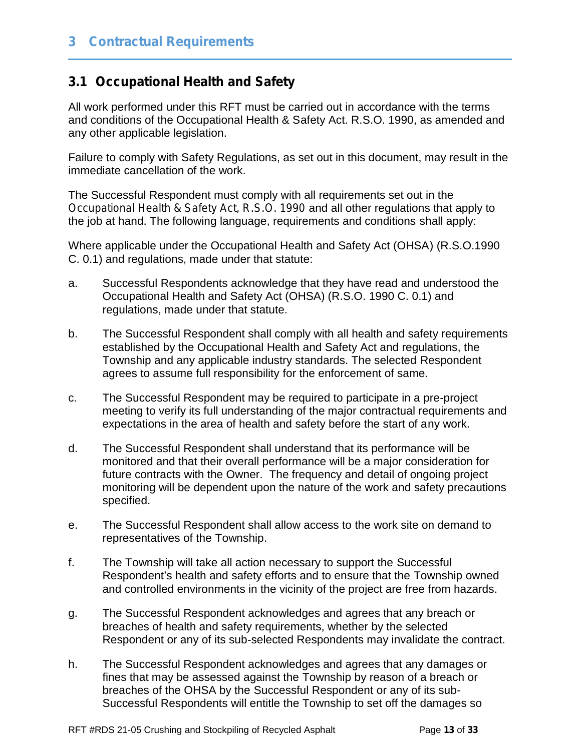# 3 Contractual Requirements

## 3.1 Occupational Health and Safety

All work performed under this RFT must be carried out in accordance with the terms and conditions of the Occupational Health & Safety Act. R.S.O. 1990, as amended and any other applicable legislation.

Failure to comply with Safety Regulations, as set out in this document, may result in the immediate cancellation of the work.

The Successful Respondent must comply with all requirements set out in the *Occupational Health & Safety Act, R.S.O. 1990* and all other regulations that apply to the job at hand. The following language, requirements and conditions shall apply:

Where applicable under the Occupational Health and Safety Act (OHSA) (R.S.O.1990 C. 0.1) and regulations, made under that statute:

a. Successful Respondents acknowledge that they have read and understood the Occupational Health and Safety Act (OHSA) (R.S.O. 1990 C. 0.1) and regulations, made under that statute.

b. The Successful Respondent shall comply with all health and safety requirements established by the Occupational Health and Safety Act and regulations, the Township and any applicable industry standards. The selected Respondent agrees to assume full responsibility for the enforcement of same.

c. The Successful Respondent may be required to participate in a pre-project meeting to verify its full understanding of the major contractual requirements and expectations in the area of health and safety before the start of any work.

d. The Successful Respondent shall understand that its performance will be monitored and that their overall performance will be a major consideration for future contracts with the Owner. The frequency and detail of ongoing project monitoring will be dependent upon the nature of the work and safety precautions specified.

e. The Successful Respondent shall allow access to the work site on demand to representatives of the Township.

f. The Township will take all action necessary to support the Successful Respondent's health and safety efforts and to ensure that the Township owned and controlled environments in the vicinity of the project are free from hazards.

g. The Successful Respondent acknowledges and agrees that any breach or breaches of health and safety requirements, whether by the selected Respondent or any of its sub-selected Respondents may invalidate the contract.

h. The Successful Respondent acknowledges and agrees that any damages or fines that may be assessed against the Township by reason of a breach or breaches of the OHSA by the Successful Respondent or any of its sub-Successful Respondents will entitle the Township to set off the damages so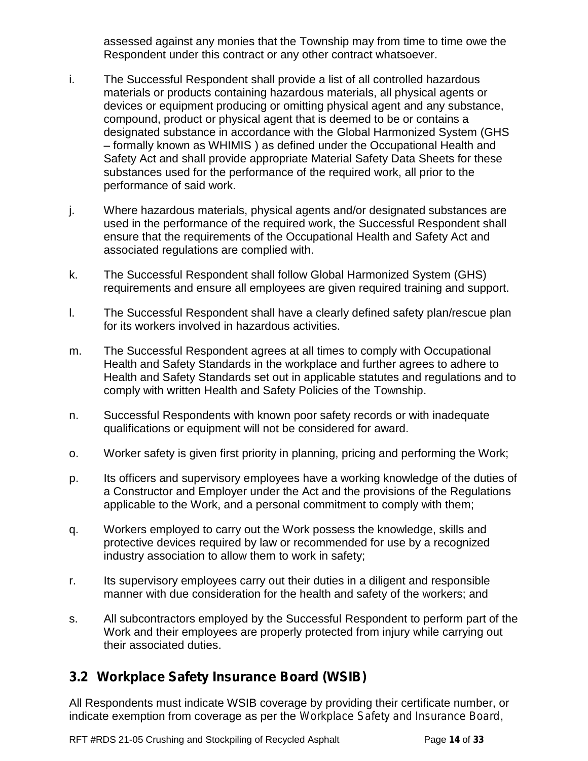assessed against any monies that the Township may from time to time owe the Respondent under this contract or any other contract whatsoever.

i. The Successful Respondent shall provide a list of all controlled hazardous materials or products containing hazardous materials, all physical agents or devices or equipment producing or omitting physical agent and any substance, compound, product or physical agent that is deemed to be or contains a designated substance in accordance with the Global Harmonized System (GHS – formally known as WHIMIS ) as defined under the Occupational Health and Safety Act and shall provide appropriate Material Safety Data Sheets for these substances used for the performance of the required work, all prior to the performance of said work.

j. Where hazardous materials, physical agents and/or designated substances are used in the performance of the required work, the Successful Respondent shall ensure that the requirements of the Occupational Health and Safety Act and associated regulations are complied with.

k. The Successful Respondent shall follow Global Harmonized System (GHS) requirements and ensure all employees are given required training and support.

l. The Successful Respondent shall have a clearly defined safety plan/rescue plan for its workers involved in hazardous activities.

m. The Successful Respondent agrees at all times to comply with Occupational Health and Safety Standards in the workplace and further agrees to adhere to Health and Safety Standards set out in applicable statutes and regulations and to comply with written Health and Safety Policies of the Township.

n. Successful Respondents with known poor safety records or with inadequate qualifications or equipment will not be considered for award.

o. Worker safety is given first priority in planning, pricing and performing the Work;

p. Its officers and supervisory employees have a working knowledge of the duties of a Constructor and Employer under the Act and the provisions of the Regulations applicable to the Work, and a personal commitment to comply with them;

q. Workers employed to carry out the Work possess the knowledge, skills and protective devices required by law or recommended for use by a recognized industry association to allow them to work in safety;

r. Its supervisory employees carry out their duties in a diligent and responsible manner with due consideration for the health and safety of the workers; and

s. All subcontractors employed by the Successful Respondent to perform part of the Work and their employees are properly protected from injury while carrying out their associated duties.

## 3.2 Workplace Safety Insurance Board (WSIB)

All Respondents must indicate WSIB coverage by providing their certificate number, or indicate exemption from coverage as per the Workplace Safety and Insurance Board,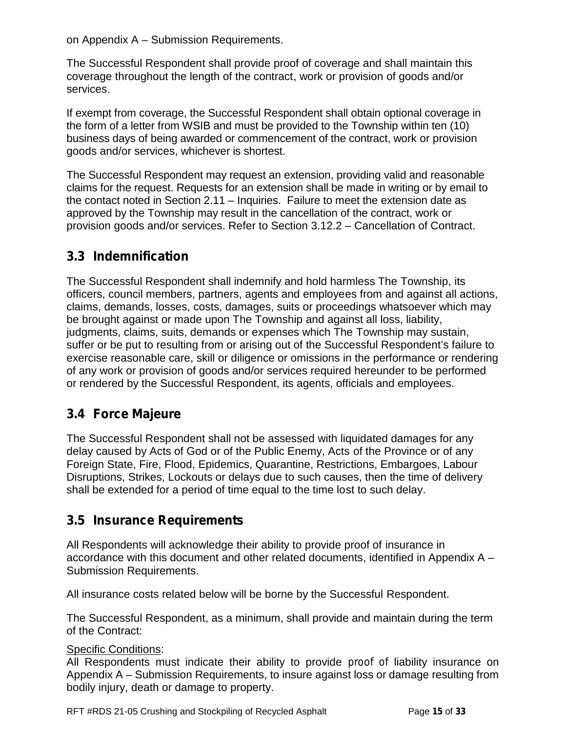on Appendix A – Submission Requirements.

The Successful Respondent shall provide proof of coverage and shall maintain this coverage throughout the length of the contract, work or provision of goods and/or services.

If exempt from coverage, the Successful Respondent shall obtain optional coverage in the form of a letter from WSIB and must be provided to the Township within ten (10) business days of being awarded or commencement of the contract, work or provision goods and/or services, whichever is shortest.

The Successful Respondent may request an extension, providing valid and reasonable claims for the request. Requests for an extension shall be made in writing or by email to the contact noted in Section 2.11 – Inquiries. Failure to meet the extension date as approved by the Township may result in the cancellation of the contract, work or provision goods and/or services. Refer to Section 3.12.2 – Cancellation of Contract.

## 3.3 Indemnification

The Successful Respondent shall indemnify and hold harmless The Township, its officers, council members, partners, agents and employees from and against all actions, claims, demands, losses, costs, damages, suits or proceedings whatsoever which may be brought against or made upon The Township and against all loss, liability, judgments, claims, suits, demands or expenses which The Township may sustain, suffer or be put to resulting from or arising out of the Successful Respondent's failure to exercise reasonable care, skill or diligence or omissions in the performance or rendering of any work or provision of goods and/or services required hereunder to be performed or rendered by the Successful Respondent, its agents, officials and employees.

## 3.4 Force Majeure

The Successful Respondent shall not be assessed with liquidated damages for any delay caused by Acts of God or of the Public Enemy, Acts of the Province or of any Foreign State, Fire, Flood, Epidemics, Quarantine, Restrictions, Embargoes, Labour Disruptions, Strikes, Lockouts or delays due to such causes, then the time of delivery shall be extended for a period of time equal to the time lost to such delay.

## 3.5 Insurance Requirements

All Respondents will acknowledge their ability to provide proof of insurance in accordance with this document and other related documents, identified in Appendix A – Submission Requirements.

All insurance costs related below will be borne by the Successful Respondent.

The Successful Respondent, as a minimum, shall provide and maintain during the term of the Contract:

<u>Specific Conditions</u>:
All Respondents must indicate their ability to provide proof of liability insurance on Appendix A – Submission Requirements, to insure against loss or damage resulting from bodily injury, death or damage to property.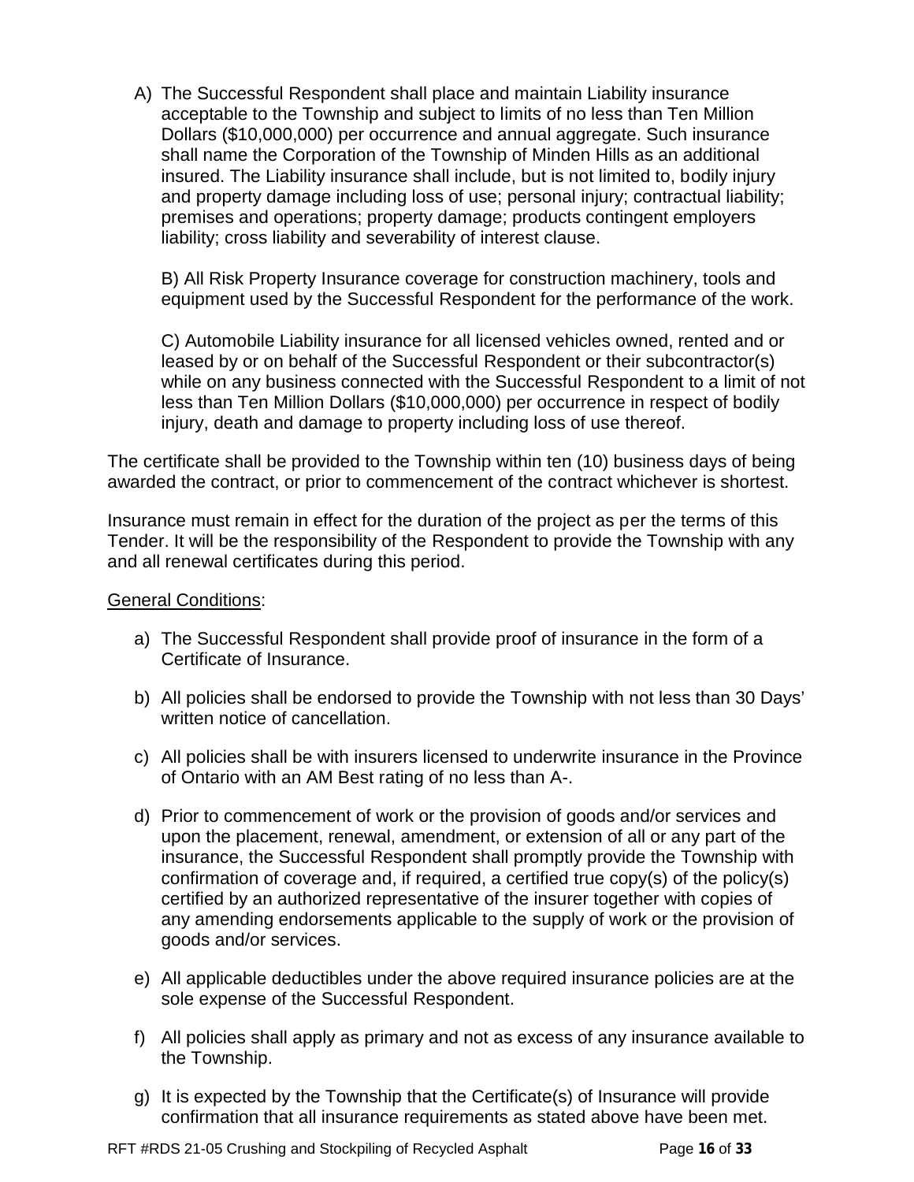A) The Successful Respondent shall place and maintain Liability insurance acceptable to the Township and subject to limits of no less than Ten Million Dollars ($10,000,000) per occurrence and annual aggregate. Such insurance shall name the Corporation of the Township of Minden Hills as an additional insured. The Liability insurance shall include, but is not limited to, bodily injury and property damage including loss of use; personal injury; contractual liability; premises and operations; property damage; products contingent employers liability; cross liability and severability of interest clause.

B) All Risk Property Insurance coverage for construction machinery, tools and equipment used by the Successful Respondent for the performance of the work.

C) Automobile Liability insurance for all licensed vehicles owned, rented and or leased by or on behalf of the Successful Respondent or their subcontractor(s) while on any business connected with the Successful Respondent to a limit of not less than Ten Million Dollars ($10,000,000) per occurrence in respect of bodily injury, death and damage to property including loss of use thereof.

The certificate shall be provided to the Township within ten (10) business days of being awarded the contract, or prior to commencement of the contract whichever is shortest.

Insurance must remain in effect for the duration of the project as per the terms of this Tender. It will be the responsibility of the Respondent to provide the Township with any and all renewal certificates during this period.

<u>General Conditions</u>:

a) The Successful Respondent shall provide proof of insurance in the form of a Certificate of Insurance.

b) All policies shall be endorsed to provide the Township with not less than 30 Days' written notice of cancellation.

c) All policies shall be with insurers licensed to underwrite insurance in the Province of Ontario with an AM Best rating of no less than A-.

d) Prior to commencement of work or the provision of goods and/or services and upon the placement, renewal, amendment, or extension of all or any part of the insurance, the Successful Respondent shall promptly provide the Township with confirmation of coverage and, if required, a certified true copy(s) of the policy(s) certified by an authorized representative of the insurer together with copies of any amending endorsements applicable to the supply of work or the provision of goods and/or services.

e) All applicable deductibles under the above required insurance policies are at the sole expense of the Successful Respondent.

f) All policies shall apply as primary and not as excess of any insurance available to the Township.

g) It is expected by the Township that the Certificate(s) of Insurance will provide confirmation that all insurance requirements as stated above have been met.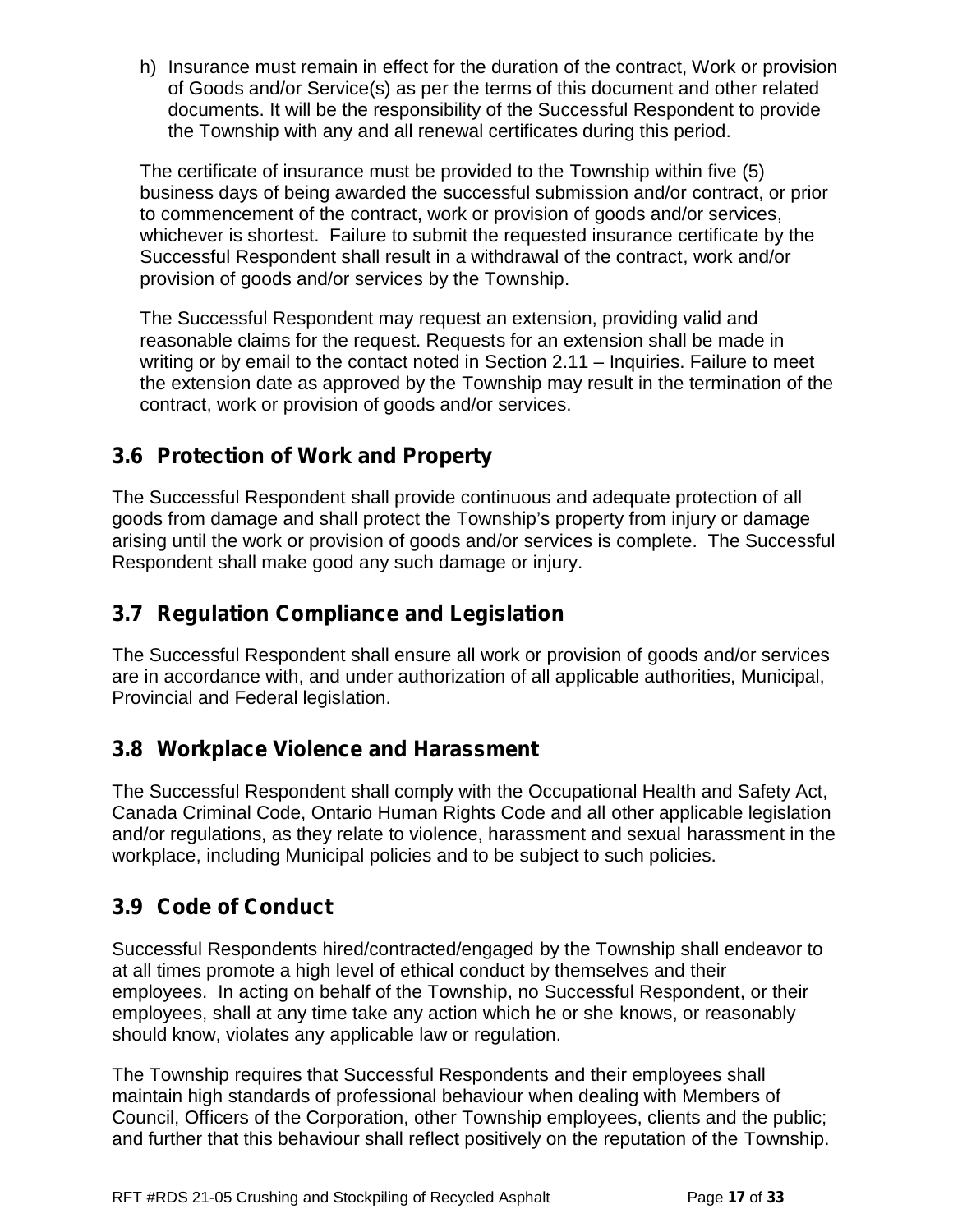h) Insurance must remain in effect for the duration of the contract, Work or provision of Goods and/or Service(s) as per the terms of this document and other related documents. It will be the responsibility of the Successful Respondent to provide the Township with any and all renewal certificates during this period.

The certificate of insurance must be provided to the Township within five (5) business days of being awarded the successful submission and/or contract, or prior to commencement of the contract, work or provision of goods and/or services, whichever is shortest. Failure to submit the requested insurance certificate by the Successful Respondent shall result in a withdrawal of the contract, work and/or provision of goods and/or services by the Township.

The Successful Respondent may request an extension, providing valid and reasonable claims for the request. Requests for an extension shall be made in writing or by email to the contact noted in Section 2.11 – Inquiries. Failure to meet the extension date as approved by the Township may result in the termination of the contract, work or provision of goods and/or services.

## 3.6 Protection of Work and Property

The Successful Respondent shall provide continuous and adequate protection of all goods from damage and shall protect the Township's property from injury or damage arising until the work or provision of goods and/or services is complete. The Successful Respondent shall make good any such damage or injury.

## 3.7 Regulation Compliance and Legislation

The Successful Respondent shall ensure all work or provision of goods and/or services are in accordance with, and under authorization of all applicable authorities, Municipal, Provincial and Federal legislation.

## 3.8 Workplace Violence and Harassment

The Successful Respondent shall comply with the Occupational Health and Safety Act, Canada Criminal Code, Ontario Human Rights Code and all other applicable legislation and/or regulations, as they relate to violence, harassment and sexual harassment in the workplace, including Municipal policies and to be subject to such policies.

## 3.9 Code of Conduct

Successful Respondents hired/contracted/engaged by the Township shall endeavor to at all times promote a high level of ethical conduct by themselves and their employees. In acting on behalf of the Township, no Successful Respondent, or their employees, shall at any time take any action which he or she knows, or reasonably should know, violates any applicable law or regulation.

The Township requires that Successful Respondents and their employees shall maintain high standards of professional behaviour when dealing with Members of Council, Officers of the Corporation, other Township employees, clients and the public; and further that this behaviour shall reflect positively on the reputation of the Township.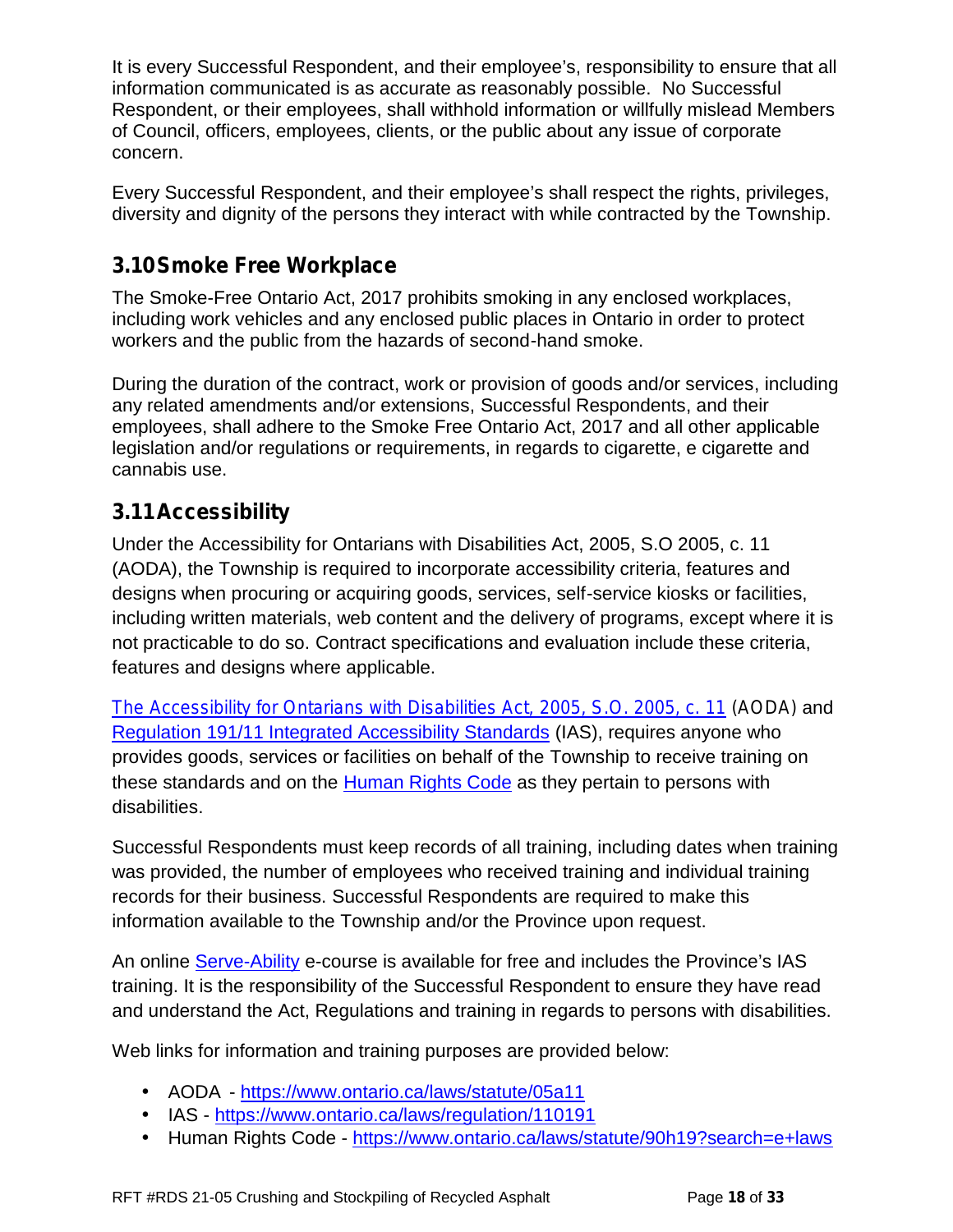It is every Successful Respondent, and their employee's, responsibility to ensure that all information communicated is as accurate as reasonably possible. No Successful Respondent, or their employees, shall withhold information or willfully mislead Members of Council, officers, employees, clients, or the public about any issue of corporate concern.

Every Successful Respondent, and their employee's shall respect the rights, privileges, diversity and dignity of the persons they interact with while contracted by the Township.

## 3.10 Smoke Free Workplace

The Smoke-Free Ontario Act, 2017 prohibits smoking in any enclosed workplaces, including work vehicles and any enclosed public places in Ontario in order to protect workers and the public from the hazards of second-hand smoke.

During the duration of the contract, work or provision of goods and/or services, including any related amendments and/or extensions, Successful Respondents, and their employees, shall adhere to the Smoke Free Ontario Act, 2017 and all other applicable legislation and/or regulations or requirements, in regards to cigarette, e cigarette and cannabis use.

## 3.11 Accessibility

Under the Accessibility for Ontarians with Disabilities Act, 2005, S.O 2005, c. 11 (AODA), the Township is required to incorporate accessibility criteria, features and designs when procuring or acquiring goods, services, self-service kiosks or facilities, including written materials, web content and the delivery of programs, except where it is not practicable to do so. Contract specifications and evaluation include these criteria, features and designs where applicable.

The Accessibility for Ontarians with Disabilities Act, 2005, S.O. 2005, c. 11 (AODA) and Regulation 191/11 Integrated Accessibility Standards (IAS), requires anyone who provides goods, services or facilities on behalf of the Township to receive training on these standards and on the Human Rights Code as they pertain to persons with disabilities.

Successful Respondents must keep records of all training, including dates when training was provided, the number of employees who received training and individual training records for their business. Successful Respondents are required to make this information available to the Township and/or the Province upon request.

An online Serve-Ability e-course is available for free and includes the Province's IAS training. It is the responsibility of the Successful Respondent to ensure they have read and understand the Act, Regulations and training in regards to persons with disabilities.

Web links for information and training purposes are provided below:

- AODA - https://www.ontario.ca/laws/statute/05a11
- IAS - https://www.ontario.ca/laws/regulation/110191
- Human Rights Code - https://www.ontario.ca/laws/statute/90h19?search=e+laws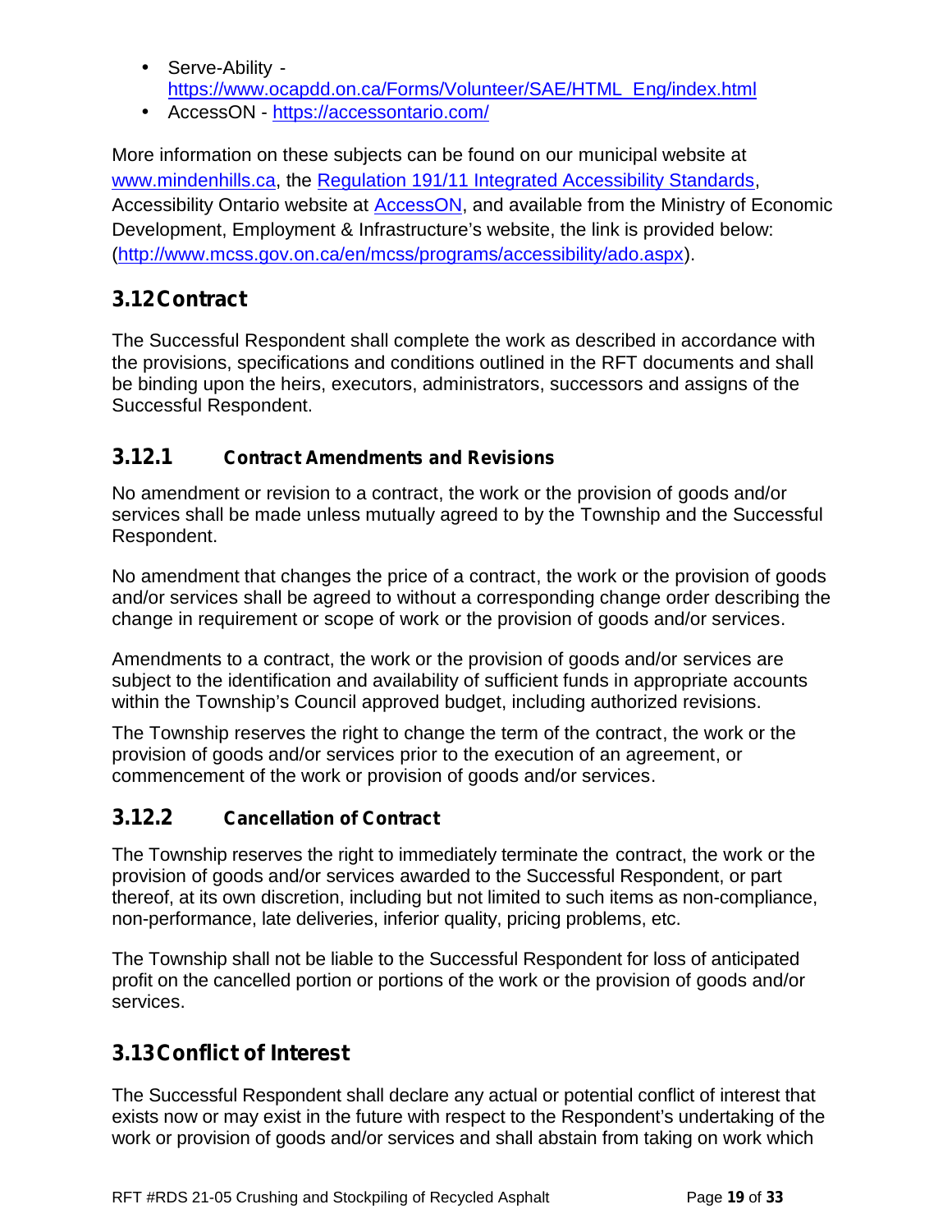- Serve-Ability - [https://www.ocapdd.on.ca/Forms/Volunteer/SAE/HTML_Eng/index.html](https://www.ocapdd.on.ca/Forms/Volunteer/SAE/HTML_Eng/index.html)
- AccessON - [https://accessontario.com/](https://accessontario.com/)

More information on these subjects can be found on our municipal website at [www.mindenhills.ca](http://www.mindenhills.ca), the [Regulation 191/11 Integrated Accessibility Standards](#), Accessibility Ontario website at [AccessON](https://accessontario.com/), and available from the Ministry of Economic Development, Employment & Infrastructure's website, the link is provided below: ([http://www.mcss.gov.on.ca/en/mcss/programs/accessibility/ado.aspx](http://www.mcss.gov.on.ca/en/mcss/programs/accessibility/ado.aspx)).

## 3.12 Contract

The Successful Respondent shall complete the work as described in accordance with the provisions, specifications and conditions outlined in the RFT documents and shall be binding upon the heirs, executors, administrators, successors and assigns of the Successful Respondent.

### 3.12.1 Contract Amendments and Revisions

No amendment or revision to a contract, the work or the provision of goods and/or services shall be made unless mutually agreed to by the Township and the Successful Respondent.

No amendment that changes the price of a contract, the work or the provision of goods and/or services shall be agreed to without a corresponding change order describing the change in requirement or scope of work or the provision of goods and/or services.

Amendments to a contract, the work or the provision of goods and/or services are subject to the identification and availability of sufficient funds in appropriate accounts within the Township's Council approved budget, including authorized revisions.

The Township reserves the right to change the term of the contract, the work or the provision of goods and/or services prior to the execution of an agreement, or commencement of the work or provision of goods and/or services.

### 3.12.2 Cancellation of Contract

The Township reserves the right to immediately terminate the contract, the work or the provision of goods and/or services awarded to the Successful Respondent, or part thereof, at its own discretion, including but not limited to such items as non-compliance, non-performance, late deliveries, inferior quality, pricing problems, etc.

The Township shall not be liable to the Successful Respondent for loss of anticipated profit on the cancelled portion or portions of the work or the provision of goods and/or services.

## 3.13 Conflict of Interest

The Successful Respondent shall declare any actual or potential conflict of interest that exists now or may exist in the future with respect to the Respondent's undertaking of the work or provision of goods and/or services and shall abstain from taking on work which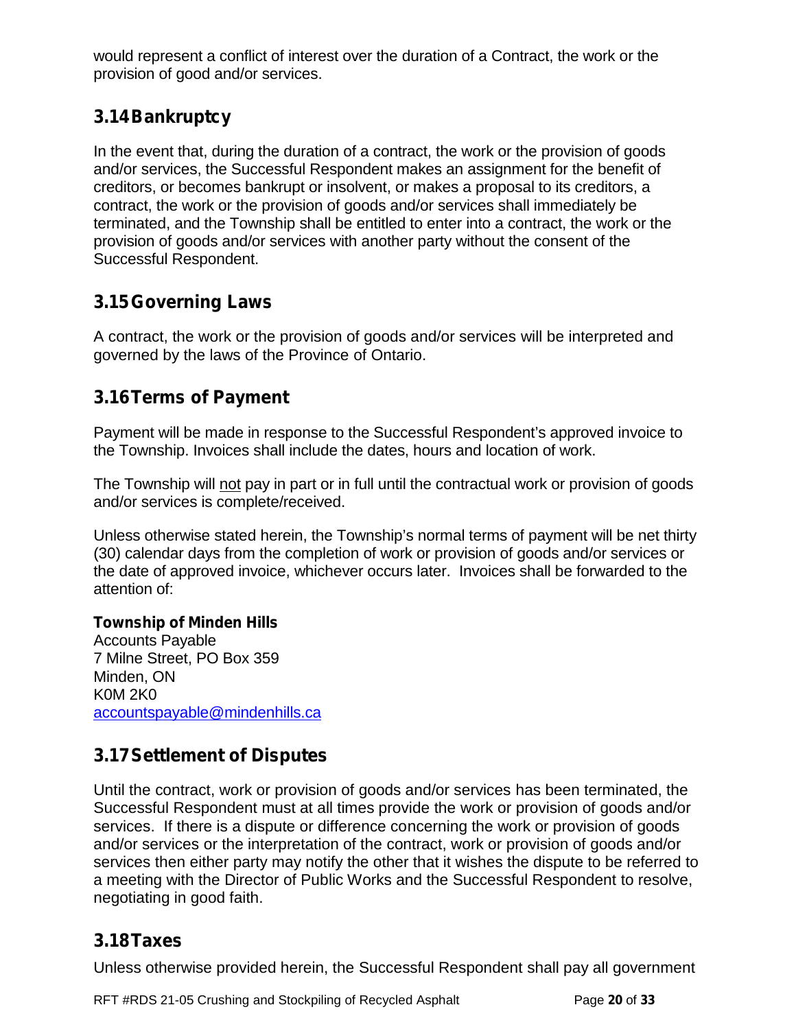would represent a conflict of interest over the duration of a Contract, the work or the provision of good and/or services.

## 3.14 Bankruptcy

In the event that, during the duration of a contract, the work or the provision of goods and/or services, the Successful Respondent makes an assignment for the benefit of creditors, or becomes bankrupt or insolvent, or makes a proposal to its creditors, a contract, the work or the provision of goods and/or services shall immediately be terminated, and the Township shall be entitled to enter into a contract, the work or the provision of goods and/or services with another party without the consent of the Successful Respondent.

## 3.15 Governing Laws

A contract, the work or the provision of goods and/or services will be interpreted and governed by the laws of the Province of Ontario.

## 3.16 Terms of Payment

Payment will be made in response to the Successful Respondent's approved invoice to the Township. Invoices shall include the dates, hours and location of work.

The Township will not pay in part or in full until the contractual work or provision of goods and/or services is complete/received.

Unless otherwise stated herein, the Township's normal terms of payment will be net thirty (30) calendar days from the completion of work or provision of goods and/or services or the date of approved invoice, whichever occurs later. Invoices shall be forwarded to the attention of:

**Township of Minden Hills**
Accounts Payable
7 Milne Street, PO Box 359
Minden, ON
K0M 2K0
accountspayable@mindenhills.ca

## 3.17 Settlement of Disputes

Until the contract, work or provision of goods and/or services has been terminated, the Successful Respondent must at all times provide the work or provision of goods and/or services. If there is a dispute or difference concerning the work or provision of goods and/or services or the interpretation of the contract, work or provision of goods and/or services then either party may notify the other that it wishes the dispute to be referred to a meeting with the Director of Public Works and the Successful Respondent to resolve, negotiating in good faith.

## 3.18 Taxes

Unless otherwise provided herein, the Successful Respondent shall pay all government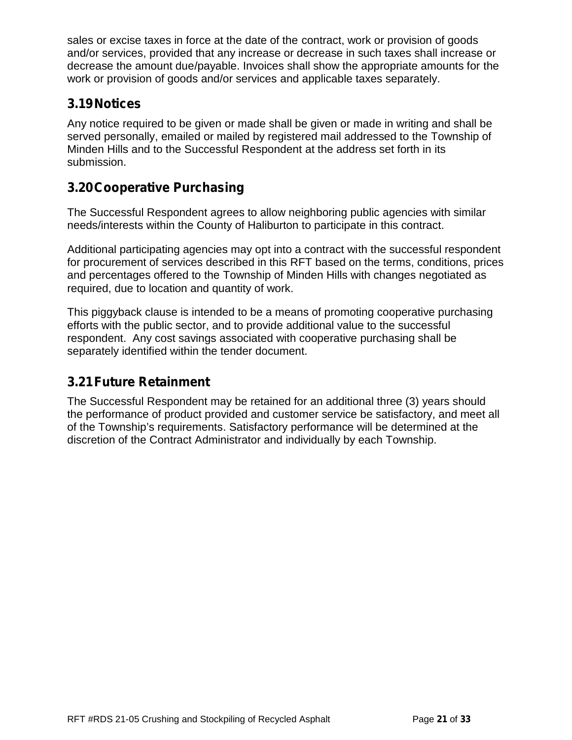sales or excise taxes in force at the date of the contract, work or provision of goods and/or services, provided that any increase or decrease in such taxes shall increase or decrease the amount due/payable. Invoices shall show the appropriate amounts for the work or provision of goods and/or services and applicable taxes separately.

### 3.19 Notices

Any notice required to be given or made shall be given or made in writing and shall be served personally, emailed or mailed by registered mail addressed to the Township of Minden Hills and to the Successful Respondent at the address set forth in its submission.

### 3.20 Cooperative Purchasing

The Successful Respondent agrees to allow neighboring public agencies with similar needs/interests within the County of Haliburton to participate in this contract.

Additional participating agencies may opt into a contract with the successful respondent for procurement of services described in this RFT based on the terms, conditions, prices and percentages offered to the Township of Minden Hills with changes negotiated as required, due to location and quantity of work.

This piggyback clause is intended to be a means of promoting cooperative purchasing efforts with the public sector, and to provide additional value to the successful respondent. Any cost savings associated with cooperative purchasing shall be separately identified within the tender document.

### 3.21 Future Retainment

The Successful Respondent may be retained for an additional three (3) years should the performance of product provided and customer service be satisfactory, and meet all of the Township's requirements. Satisfactory performance will be determined at the discretion of the Contract Administrator and individually by each Township.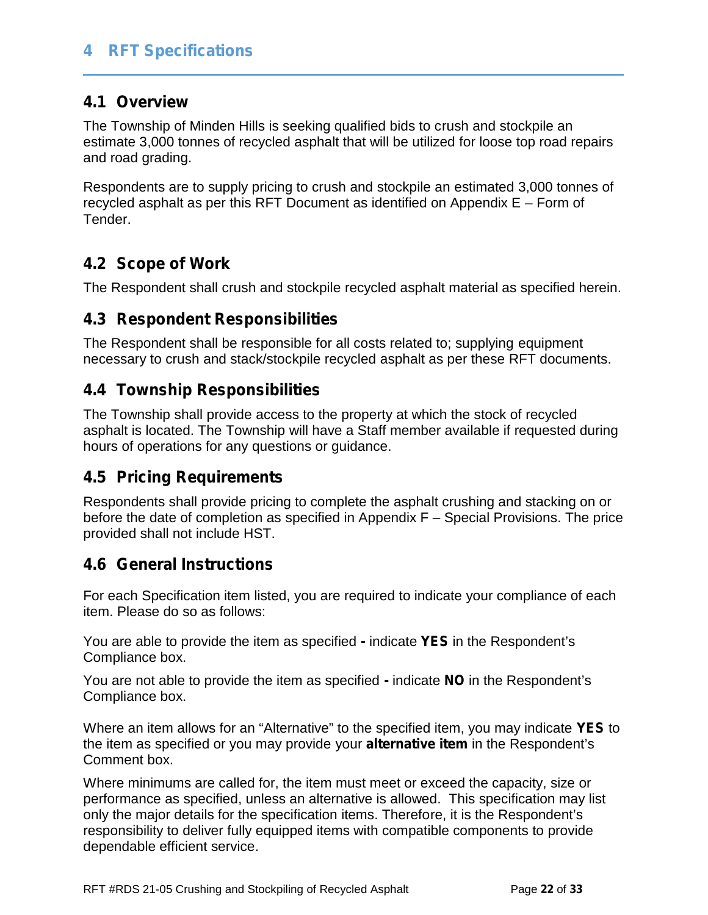# 4 RFT Specifications

## 4.1 Overview

The Township of Minden Hills is seeking qualified bids to crush and stockpile an estimate 3,000 tonnes of recycled asphalt that will be utilized for loose top road repairs and road grading.

Respondents are to supply pricing to crush and stockpile an estimated 3,000 tonnes of recycled asphalt as per this RFT Document as identified on Appendix E – Form of Tender.

## 4.2 Scope of Work

The Respondent shall crush and stockpile recycled asphalt material as specified herein.

## 4.3 Respondent Responsibilities

The Respondent shall be responsible for all costs related to; supplying equipment necessary to crush and stack/stockpile recycled asphalt as per these RFT documents.

## 4.4 Township Responsibilities

The Township shall provide access to the property at which the stock of recycled asphalt is located. The Township will have a Staff member available if requested during hours of operations for any questions or guidance.

## 4.5 Pricing Requirements

Respondents shall provide pricing to complete the asphalt crushing and stacking on or before the date of completion as specified in Appendix F – Special Provisions. The price provided shall not include HST.

## 4.6 General Instructions

For each Specification item listed, you are required to indicate your compliance of each item. Please do so as follows:

You are able to provide the item as specified **-** indicate **YES** in the Respondent's Compliance box.

You are not able to provide the item as specified **-** indicate **NO** in the Respondent's Compliance box.

Where an item allows for an "Alternative" to the specified item, you may indicate **YES** to the item as specified or you may provide your **alternative item** in the Respondent's Comment box.

Where minimums are called for, the item must meet or exceed the capacity, size or performance as specified, unless an alternative is allowed. This specification may list only the major details for the specification items. Therefore, it is the Respondent's responsibility to deliver fully equipped items with compatible components to provide dependable efficient service.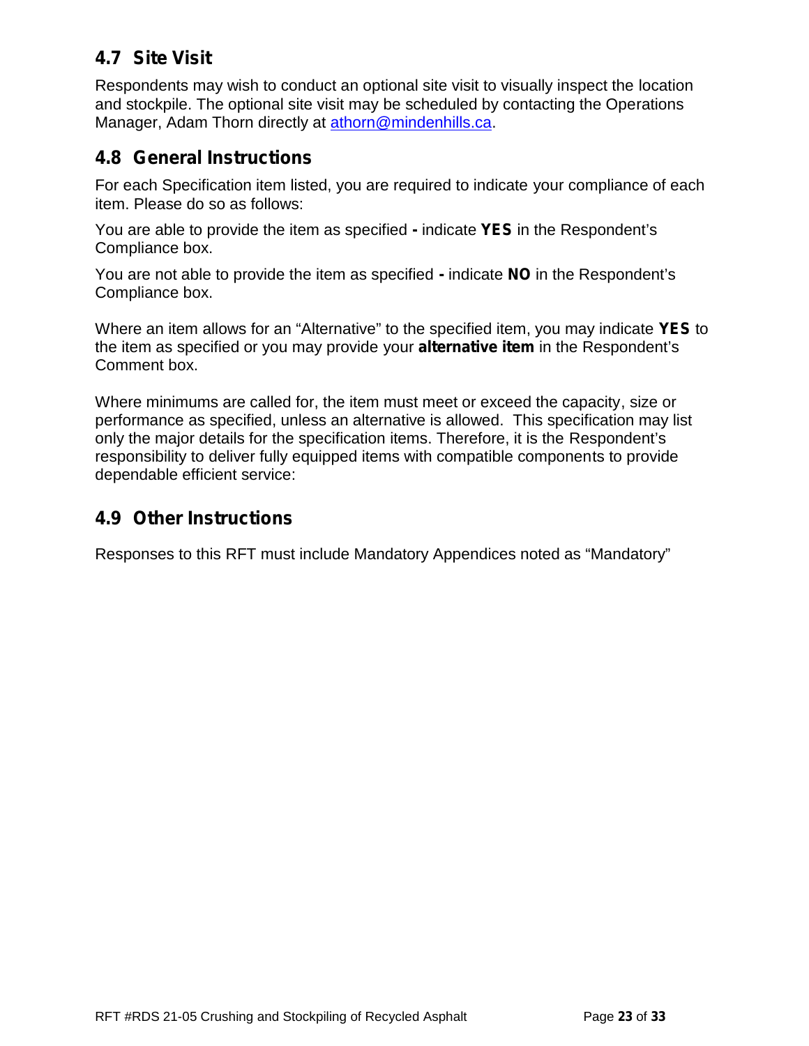## 4.7 Site Visit

Respondents may wish to conduct an optional site visit to visually inspect the location and stockpile. The optional site visit may be scheduled by contacting the Operations Manager, Adam Thorn directly at athorn@mindenhills.ca.

## 4.8 General Instructions

For each Specification item listed, you are required to indicate your compliance of each item. Please do so as follows:

You are able to provide the item as specified **-** indicate **YES** in the Respondent's Compliance box.

You are not able to provide the item as specified **-** indicate **NO** in the Respondent's Compliance box.

Where an item allows for an "Alternative" to the specified item, you may indicate **YES** to the item as specified or you may provide your **alternative item** in the Respondent's Comment box.

Where minimums are called for, the item must meet or exceed the capacity, size or performance as specified, unless an alternative is allowed. This specification may list only the major details for the specification items. Therefore, it is the Respondent's responsibility to deliver fully equipped items with compatible components to provide dependable efficient service:

## 4.9 Other Instructions

Responses to this RFT must include Mandatory Appendices noted as "Mandatory"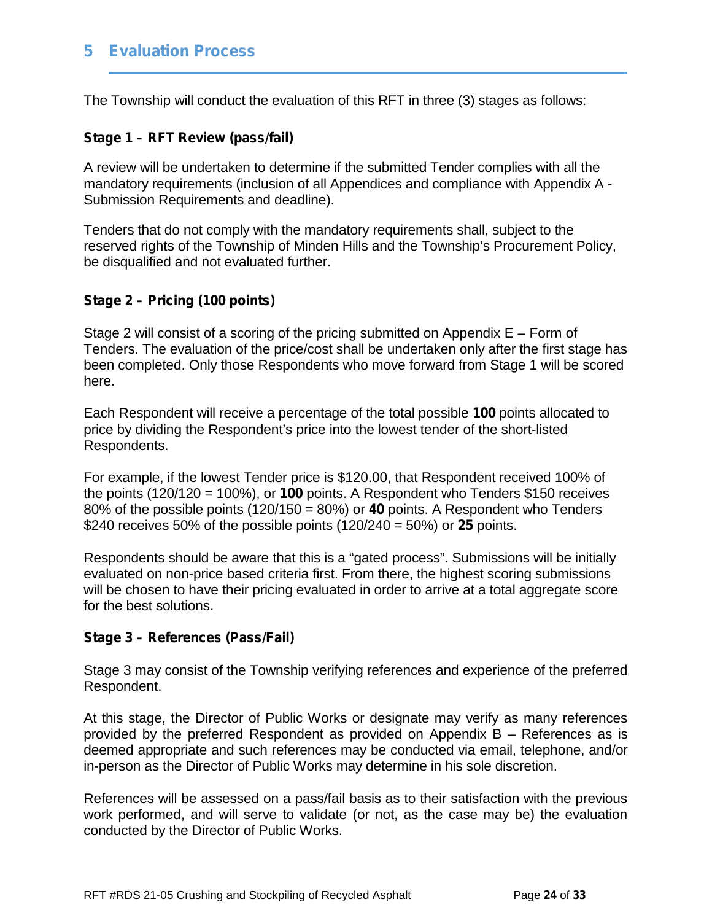## 5 Evaluation Process

The Township will conduct the evaluation of this RFT in three (3) stages as follows:

**Stage 1 – RFT Review (pass/fail)**

A review will be undertaken to determine if the submitted Tender complies with all the mandatory requirements (inclusion of all Appendices and compliance with Appendix A - Submission Requirements and deadline).

Tenders that do not comply with the mandatory requirements shall, subject to the reserved rights of the Township of Minden Hills and the Township's Procurement Policy, be disqualified and not evaluated further.

**Stage 2 – Pricing (100 points)**

Stage 2 will consist of a scoring of the pricing submitted on Appendix E – Form of Tenders. The evaluation of the price/cost shall be undertaken only after the first stage has been completed. Only those Respondents who move forward from Stage 1 will be scored here.

Each Respondent will receive a percentage of the total possible **100** points allocated to price by dividing the Respondent's price into the lowest tender of the short-listed Respondents.

For example, if the lowest Tender price is $120.00, that Respondent received 100% of the points (120/120 = 100%), or **100** points. A Respondent who Tenders $150 receives 80% of the possible points (120/150 = 80%) or **40** points. A Respondent who Tenders $240 receives 50% of the possible points (120/240 = 50%) or **25** points.

Respondents should be aware that this is a "gated process". Submissions will be initially evaluated on non-price based criteria first. From there, the highest scoring submissions will be chosen to have their pricing evaluated in order to arrive at a total aggregate score for the best solutions.

**Stage 3 – References (Pass/Fail)**

Stage 3 may consist of the Township verifying references and experience of the preferred Respondent.

At this stage, the Director of Public Works or designate may verify as many references provided by the preferred Respondent as provided on Appendix B – References as is deemed appropriate and such references may be conducted via email, telephone, and/or in-person as the Director of Public Works may determine in his sole discretion.

References will be assessed on a pass/fail basis as to their satisfaction with the previous work performed, and will serve to validate (or not, as the case may be) the evaluation conducted by the Director of Public Works.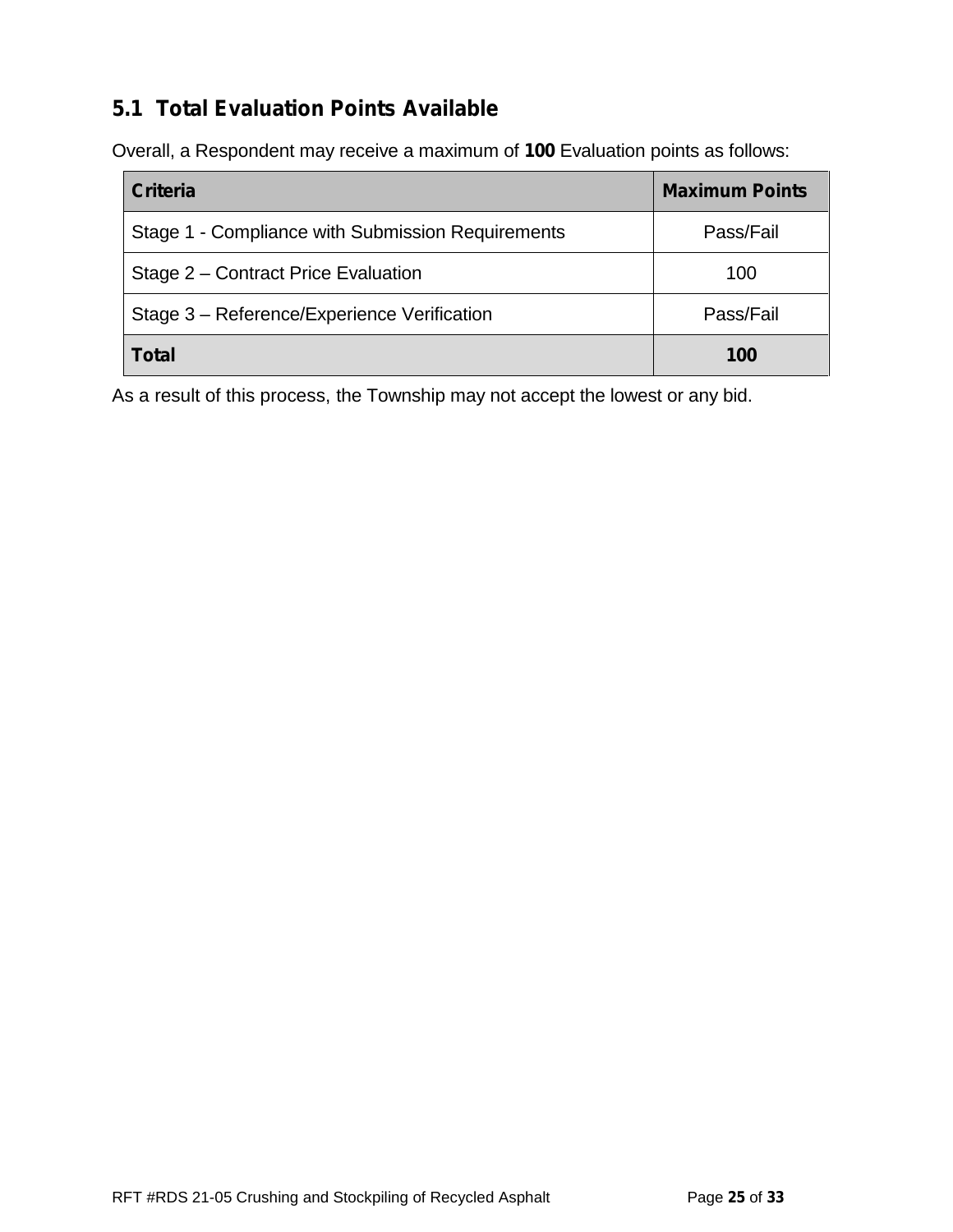## 5.1 Total Evaluation Points Available

Overall, a Respondent may receive a maximum of **100** Evaluation points as follows:

| **Criteria** | **Maximum Points** |
|---|---|
| Stage 1 - Compliance with Submission Requirements | Pass/Fail |
| Stage 2 – Contract Price Evaluation | 100 |
| Stage 3 – Reference/Experience Verification | Pass/Fail |
| **Total** | **100** |

As a result of this process, the Township may not accept the lowest or any bid.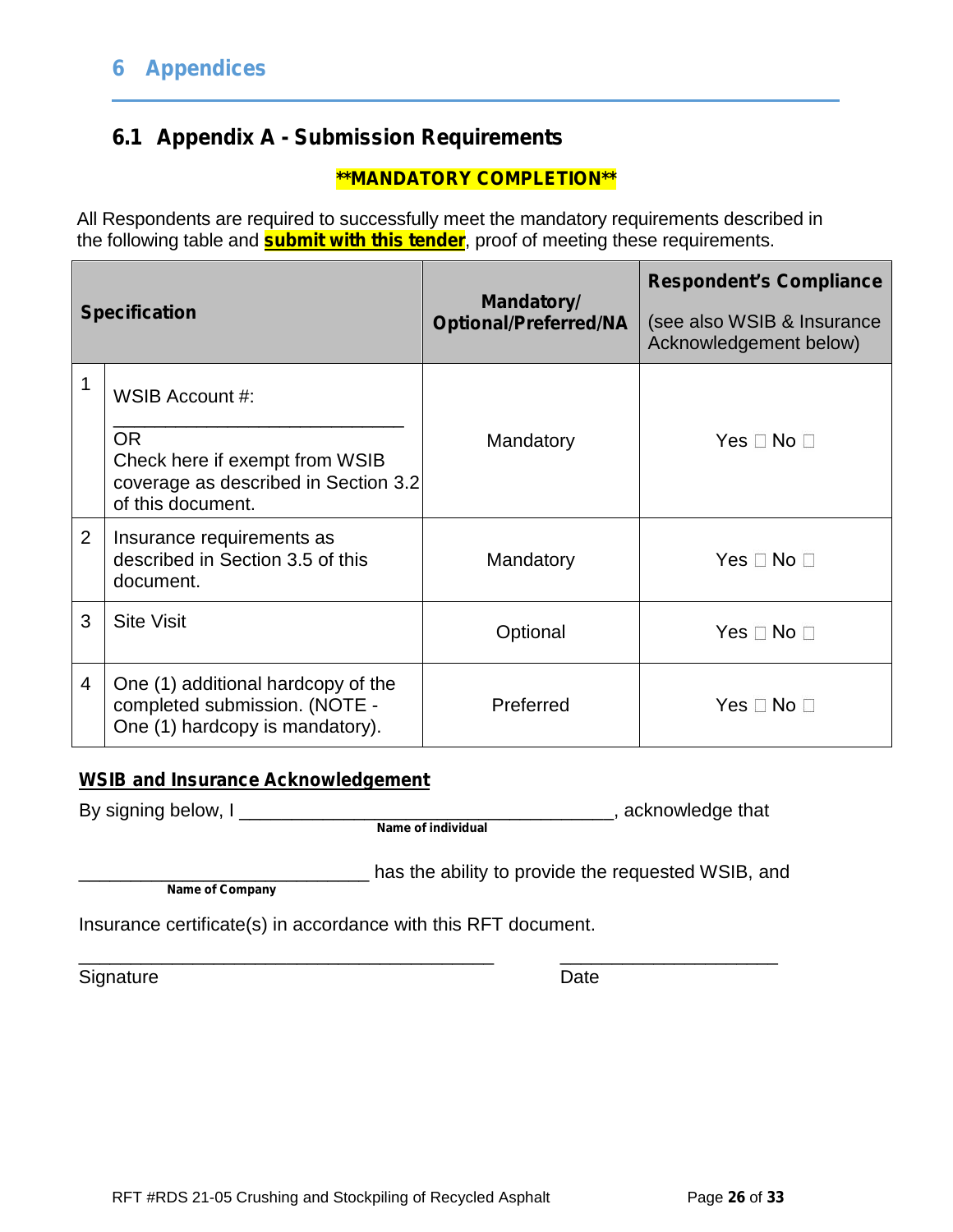# 6 Appendices

## 6.1 Appendix A - Submission Requirements

**\*\*MANDATORY COMPLETION\*\***

All Respondents are required to successfully meet the mandatory requirements described in the following table and **submit with this tender**, proof of meeting these requirements.

| | Specification | Mandatory/ Optional/Preferred/NA | **Respondent's Compliance** (see also WSIB & Insurance Acknowledgement below) |
|---|---|---|---|
| 1 | WSIB Account #: ______________________________ OR Check here if exempt from WSIB coverage as described in Section 3.2 of this document. | Mandatory | Yes ☐ No ☐ |
| 2 | Insurance requirements as described in Section 3.5 of this document. | Mandatory | Yes ☐ No ☐ |
| 3 | Site Visit | Optional | Yes ☐ No ☐ |
| 4 | One (1) additional hardcopy of the completed submission. (NOTE - One (1) hardcopy is mandatory). | Preferred | Yes ☐ No ☐ |

**WSIB and Insurance Acknowledgement**

By signing below, I ______________________________________, acknowledge that
**Name of individual**

______________________________ has the ability to provide the requested WSIB, and
**Name of Company**

Insurance certificate(s) in accordance with this RFT document.

___________________________________________ ______________________
Signature Date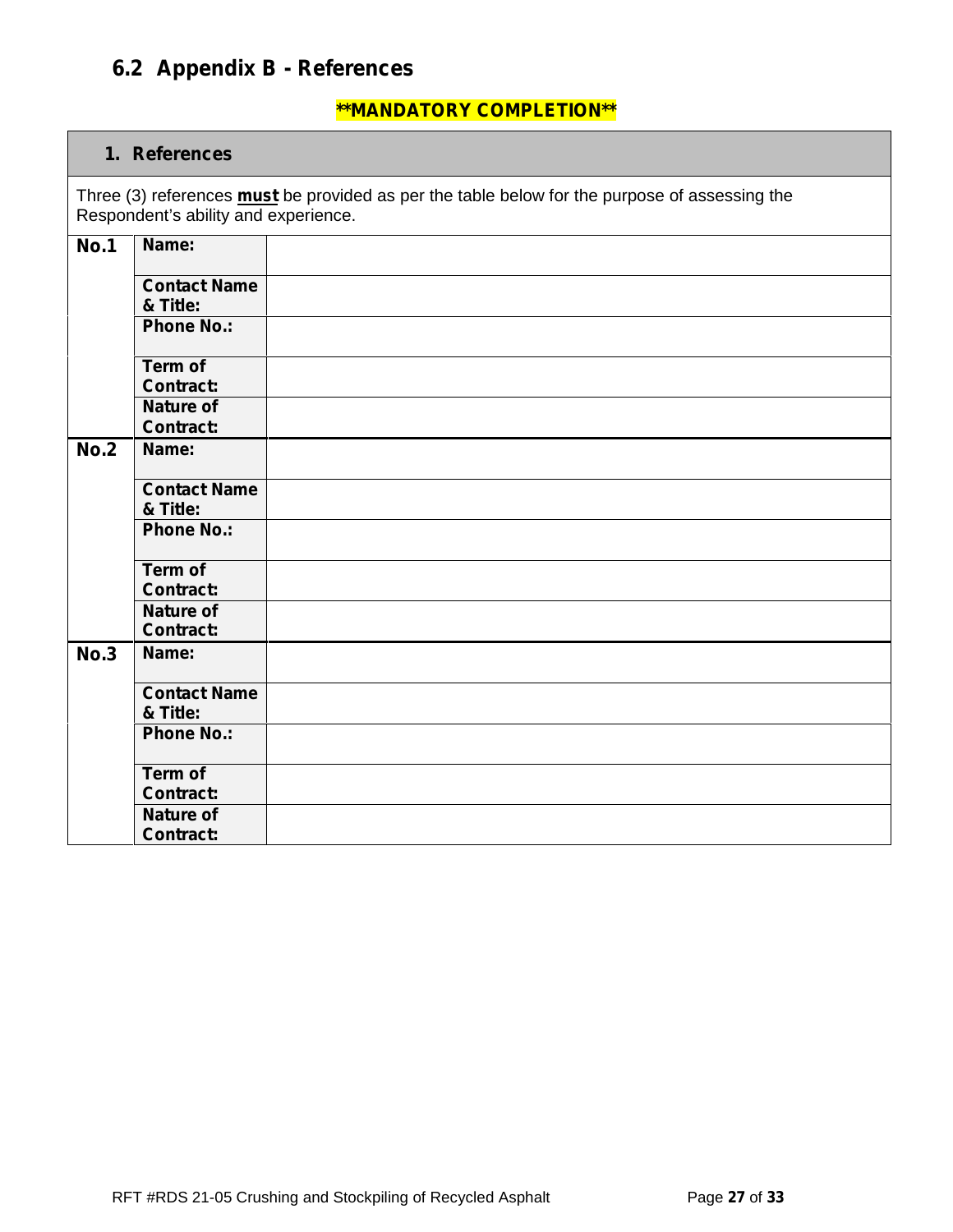## 6.2 Appendix B - References

**\*\*MANDATORY COMPLETION\*\***

| **1. References** | | |
|---|---|---|
| Three (3) references **must** be provided as per the table below for the purpose of assessing the Respondent's ability and experience. | | |
| **No.1** | **Name:** | |
| | **Contact Name & Title:** | |
| | **Phone No.:** | |
| | **Term of Contract:** | |
| | **Nature of Contract:** | |
| **No.2** | **Name:** | |
| | **Contact Name & Title:** | |
| | **Phone No.:** | |
| | **Term of Contract:** | |
| | **Nature of Contract:** | |
| **No.3** | **Name:** | |
| | **Contact Name & Title:** | |
| | **Phone No.:** | |
| | **Term of Contract:** | |
| | **Nature of Contract:** | |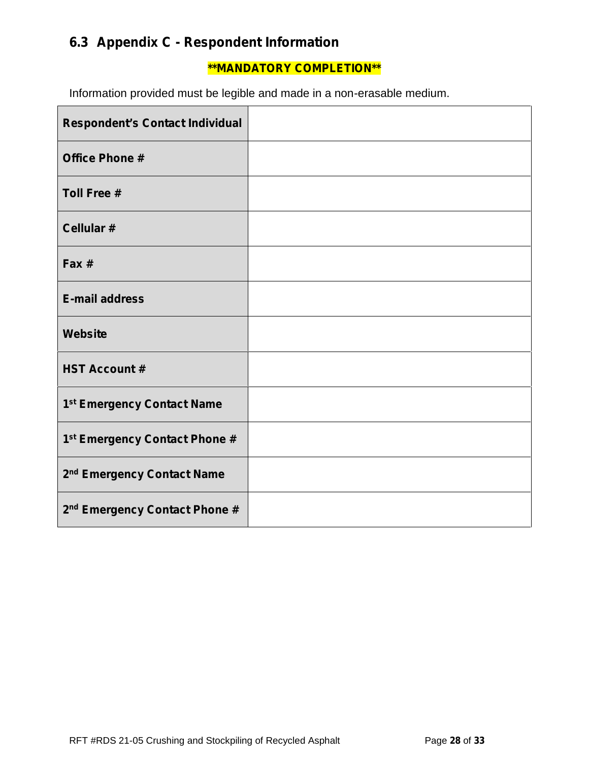## 6.3 Appendix C - Respondent Information

**\*\*MANDATORY COMPLETION\*\***

Information provided must be legible and made in a non-erasable medium.

| | |
|---|---|
| **Respondent's Contact Individual** | |
| **Office Phone #** | |
| **Toll Free #** | |
| **Cellular #** | |
| **Fax #** | |
| **E-mail address** | |
| **Website** | |
| **HST Account #** | |
| **1st Emergency Contact Name** | |
| **1st Emergency Contact Phone #** | |
| **2nd Emergency Contact Name** | |
| **2nd Emergency Contact Phone #** | |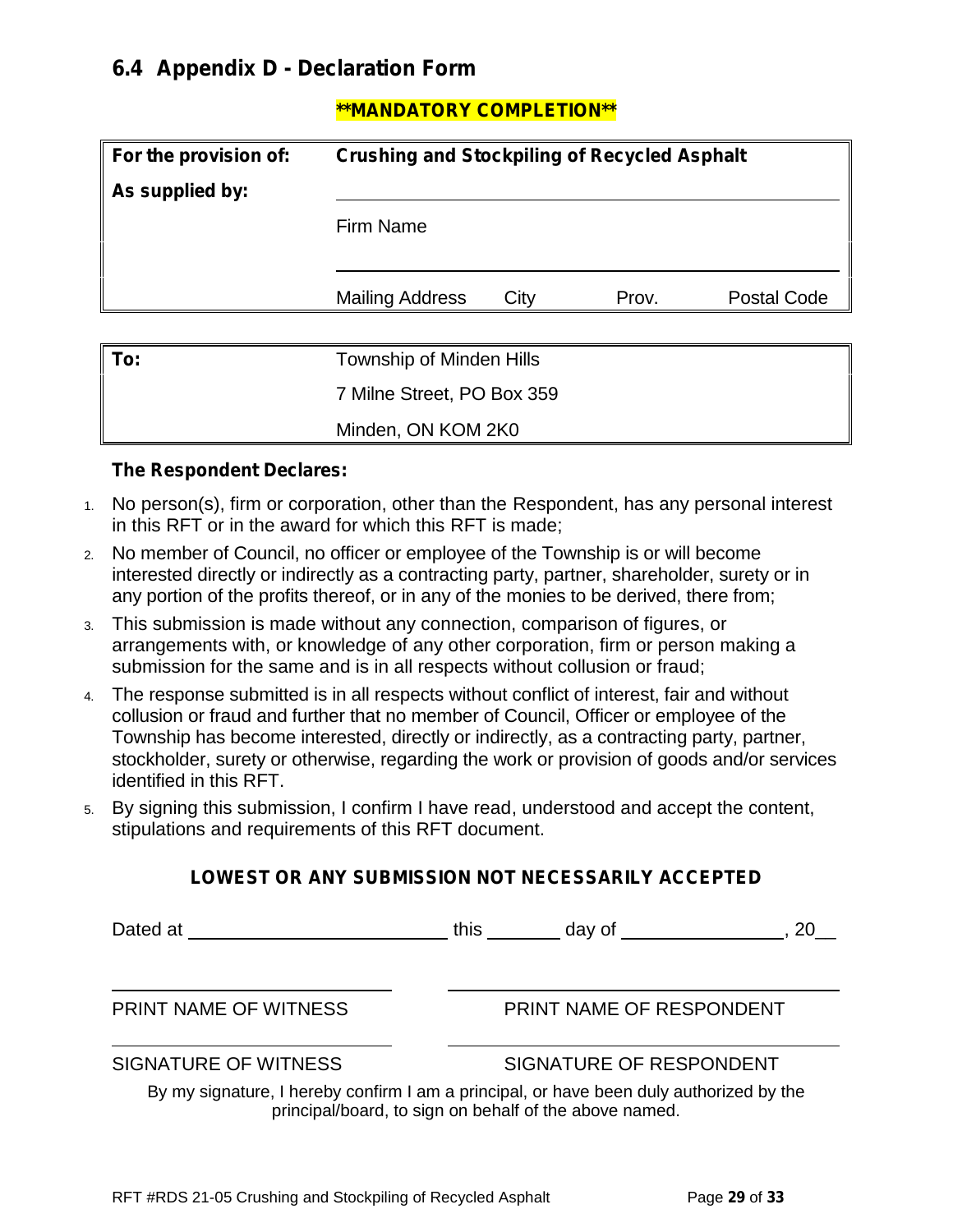## 6.4 Appendix D - Declaration Form

**\*\*MANDATORY COMPLETION\*\***

| | |
|---|---|
| **For the provision of:** | **Crushing and Stockpiling of Recycled Asphalt** |
| **As supplied by:** | ______________________________ |
| | Firm Name |
| | ______________________________ |
| | Mailing Address City Prov. Postal Code |

| | |
|---|---|
| **To:** | Township of Minden Hills |
| | 7 Milne Street, PO Box 359 |
| | Minden, ON KOM 2K0 |

**The Respondent Declares:**

1. No person(s), firm or corporation, other than the Respondent, has any personal interest in this RFT or in the award for which this RFT is made;
2. No member of Council, no officer or employee of the Township is or will become interested directly or indirectly as a contracting party, partner, shareholder, surety or in any portion of the profits thereof, or in any of the monies to be derived, there from;
3. This submission is made without any connection, comparison of figures, or arrangements with, or knowledge of any other corporation, firm or person making a submission for the same and is in all respects without collusion or fraud;
4. The response submitted is in all respects without conflict of interest, fair and without collusion or fraud and further that no member of Council, Officer or employee of the Township has become interested, directly or indirectly, as a contracting party, partner, stockholder, surety or otherwise, regarding the work or provision of goods and/or services identified in this RFT.
5. By signing this submission, I confirm I have read, understood and accept the content, stipulations and requirements of this RFT document.

**LOWEST OR ANY SUBMISSION NOT NECESSARILY ACCEPTED**

Dated at ____________________ this ________ day of ________________, 20__

| | |
|---|---|
| ______________________________ | ______________________________ |
| PRINT NAME OF WITNESS | PRINT NAME OF RESPONDENT |
| ______________________________ | ______________________________ |
| SIGNATURE OF WITNESS | SIGNATURE OF RESPONDENT |

By my signature, I hereby confirm I am a principal, or have been duly authorized by the principal/board, to sign on behalf of the above named.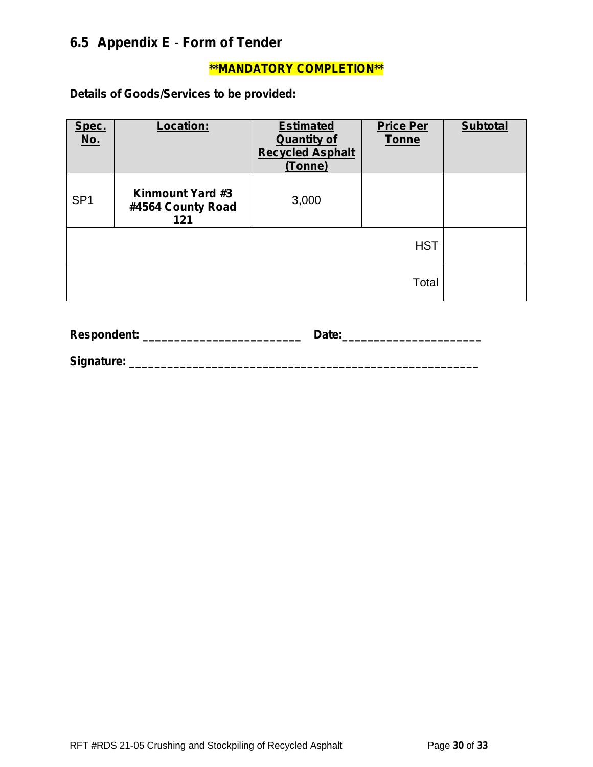## 6.5 Appendix E - Form of Tender

**\*\*MANDATORY COMPLETION\*\***

**Details of Goods/Services to be provided:**

| Spec. No. | Location: | Estimated Quantity of Recycled Asphalt (Tonne) | Price Per Tonne | Subtotal |
|---|---|---|---|---|
| SP1 | **Kinmount Yard #3 #4564 County Road 121** | 3,000 | | |
| | | | HST | |
| | | | Total | |

**Respondent:** _________________________ **Date:**______________________

**Signature:** _______________________________________________________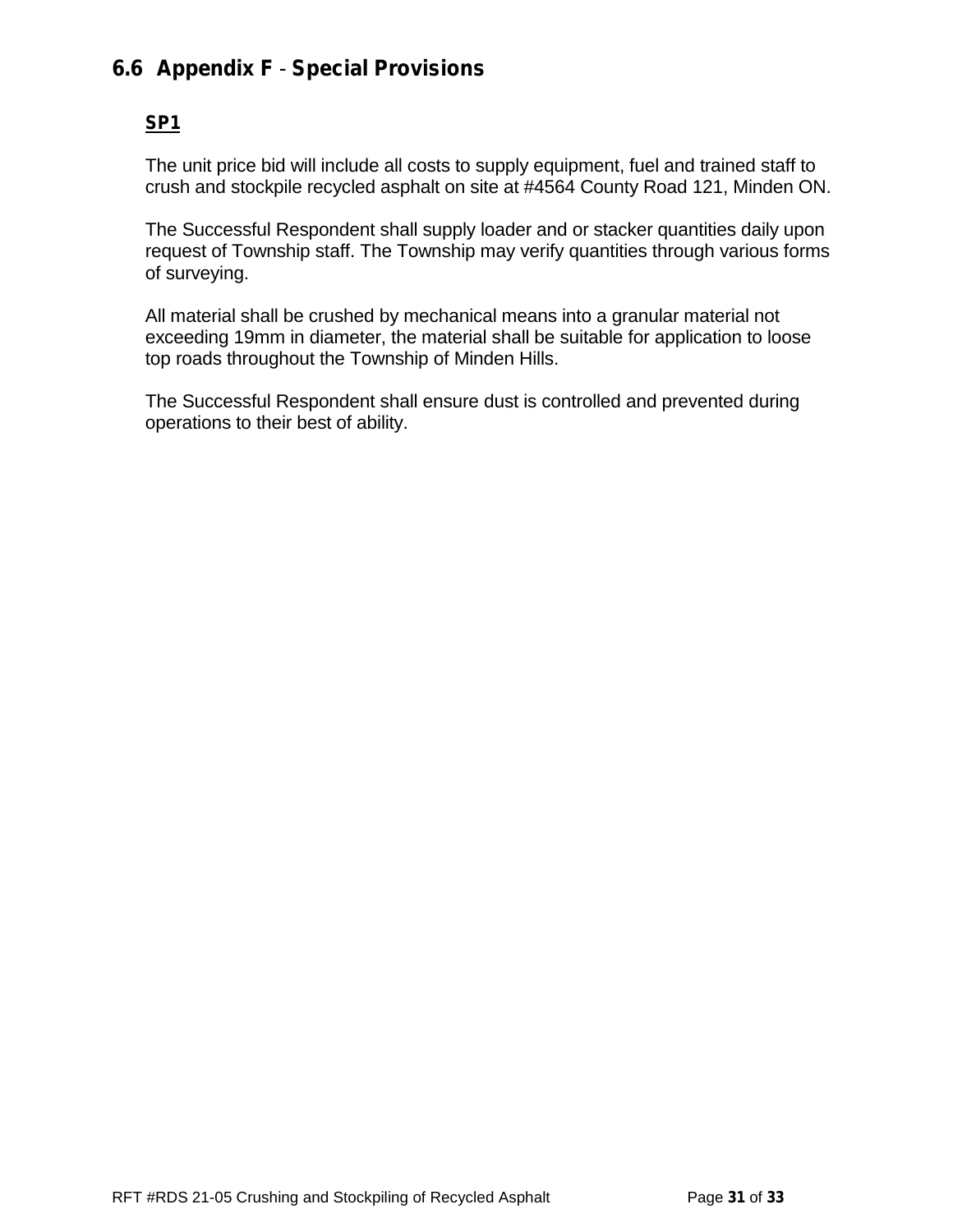## 6.6 Appendix F - Special Provisions

### SP1

The unit price bid will include all costs to supply equipment, fuel and trained staff to crush and stockpile recycled asphalt on site at #4564 County Road 121, Minden ON.

The Successful Respondent shall supply loader and or stacker quantities daily upon request of Township staff. The Township may verify quantities through various forms of surveying.

All material shall be crushed by mechanical means into a granular material not exceeding 19mm in diameter, the material shall be suitable for application to loose top roads throughout the Township of Minden Hills.

The Successful Respondent shall ensure dust is controlled and prevented during operations to their best of ability.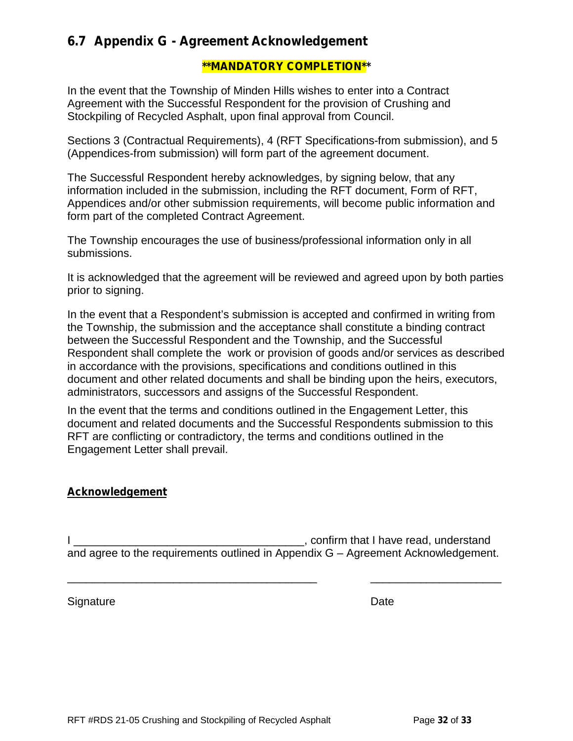## 6.7 Appendix G - Agreement Acknowledgement

**\*\*MANDATORY COMPLETION\*\***

In the event that the Township of Minden Hills wishes to enter into a Contract Agreement with the Successful Respondent for the provision of Crushing and Stockpiling of Recycled Asphalt, upon final approval from Council.

Sections 3 (Contractual Requirements), 4 (RFT Specifications-from submission), and 5 (Appendices-from submission) will form part of the agreement document.

The Successful Respondent hereby acknowledges, by signing below, that any information included in the submission, including the RFT document, Form of RFT, Appendices and/or other submission requirements, will become public information and form part of the completed Contract Agreement.

The Township encourages the use of business/professional information only in all submissions.

It is acknowledged that the agreement will be reviewed and agreed upon by both parties prior to signing.

In the event that a Respondent's submission is accepted and confirmed in writing from the Township, the submission and the acceptance shall constitute a binding contract between the Successful Respondent and the Township, and the Successful Respondent shall complete the work or provision of goods and/or services as described in accordance with the provisions, specifications and conditions outlined in this document and other related documents and shall be binding upon the heirs, executors, administrators, successors and assigns of the Successful Respondent.

In the event that the terms and conditions outlined in the Engagement Letter, this document and related documents and the Successful Respondents submission to this RFT are conflicting or contradictory, the terms and conditions outlined in the Engagement Letter shall prevail.

**Acknowledgement**

I ______________________________________, confirm that I have read, understand and agree to the requirements outlined in Appendix G – Agreement Acknowledgement.

__________________________________________ ______________________

Signature Date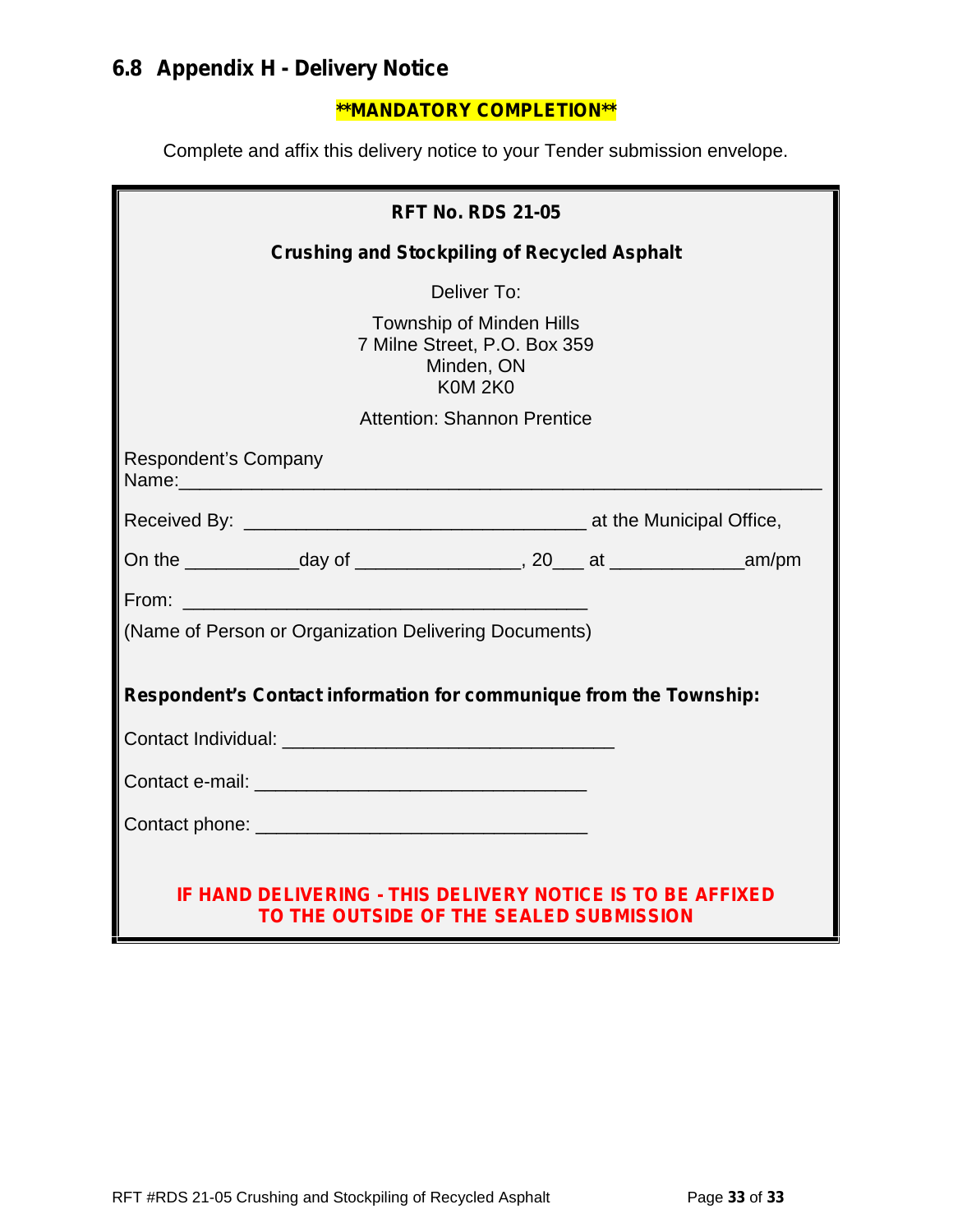## 6.8 Appendix H - Delivery Notice

**\*\*MANDATORY COMPLETION\*\***

Complete and affix this delivery notice to your Tender submission envelope.

**RFT No. RDS 21-05**

**Crushing and Stockpiling of Recycled Asphalt**

Deliver To:

Township of Minden Hills
7 Milne Street, P.O. Box 359
Minden, ON
K0M 2K0

Attention: Shannon Prentice

Respondent's Company Name:_______________________________________________

Received By: ________________________________ at the Municipal Office,

On the __________day of ______________, 20___ at ___________am/pm

From: ______________________________________

(Name of Person or Organization Delivering Documents)

**Respondent's Contact information for communique from the Township:**

Contact Individual: _______________________________

Contact e-mail: _______________________________

Contact phone: _______________________________

**IF HAND DELIVERING - THIS DELIVERY NOTICE IS TO BE AFFIXED TO THE OUTSIDE OF THE SEALED SUBMISSION**